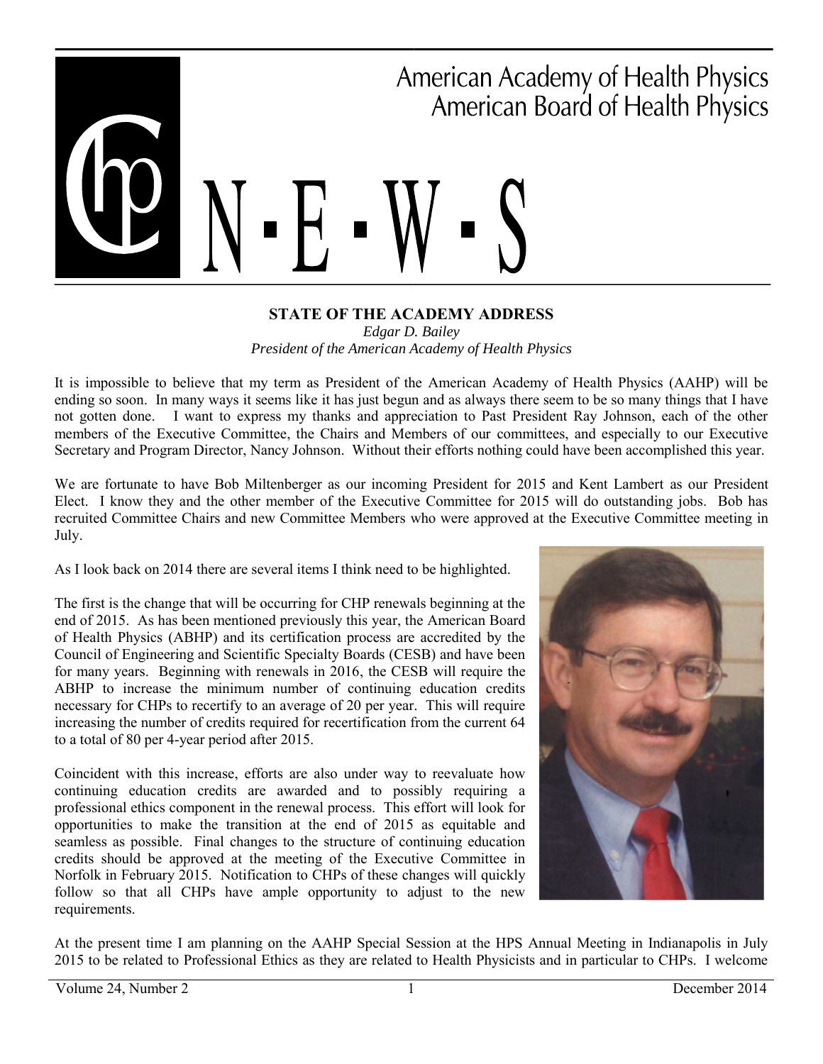American Academy of Health Physics
American Board of Health Physics

# CHP N·E·W·S

## STATE OF THE ACADEMY ADDRESS

*Edgar D. Bailey*
*President of the American Academy of Health Physics*

It is impossible to believe that my term as President of the American Academy of Health Physics (AAHP) will be ending so soon. In many ways it seems like it has just begun and as always there seem to be so many things that I have not gotten done. I want to express my thanks and appreciation to Past President Ray Johnson, each of the other members of the Executive Committee, the Chairs and Members of our committees, and especially to our Executive Secretary and Program Director, Nancy Johnson. Without their efforts nothing could have been accomplished this year.

We are fortunate to have Bob Miltenberger as our incoming President for 2015 and Kent Lambert as our President Elect. I know they and the other member of the Executive Committee for 2015 will do outstanding jobs. Bob has recruited Committee Chairs and new Committee Members who were approved at the Executive Committee meeting in July.

As I look back on 2014 there are several items I think need to be highlighted.

The first is the change that will be occurring for CHP renewals beginning at the end of 2015. As has been mentioned previously this year, the American Board of Health Physics (ABHP) and its certification process are accredited by the Council of Engineering and Scientific Specialty Boards (CESB) and have been for many years. Beginning with renewals in 2016, the CESB will require the ABHP to increase the minimum number of continuing education credits necessary for CHPs to recertify to an average of 20 per year. This will require increasing the number of credits required for recertification from the current 64 to a total of 80 per 4-year period after 2015.

Coincident with this increase, efforts are also under way to reevaluate how continuing education credits are awarded and to possibly requiring a professional ethics component in the renewal process. This effort will look for opportunities to make the transition at the end of 2015 as equitable and seamless as possible. Final changes to the structure of continuing education credits should be approved at the meeting of the Executive Committee in Norfolk in February 2015. Notification to CHPs of these changes will quickly follow so that all CHPs have ample opportunity to adjust to the new requirements.

At the present time I am planning on the AAHP Special Session at the HPS Annual Meeting in Indianapolis in July 2015 to be related to Professional Ethics as they are related to Health Physicists and in particular to CHPs. I welcome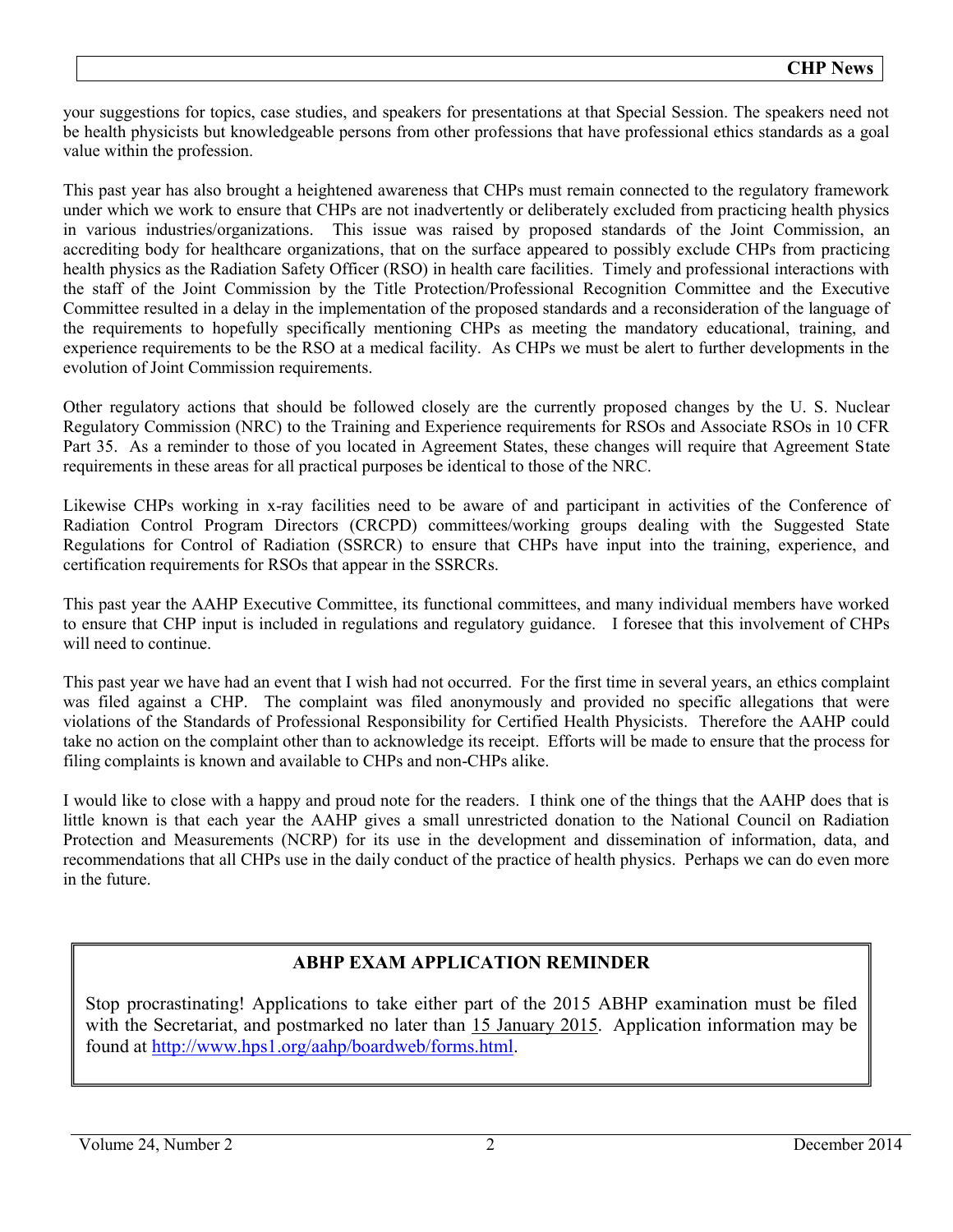your suggestions for topics, case studies, and speakers for presentations at that Special Session. The speakers need not be health physicists but knowledgeable persons from other professions that have professional ethics standards as a goal value within the profession.

This past year has also brought a heightened awareness that CHPs must remain connected to the regulatory framework under which we work to ensure that CHPs are not inadvertently or deliberately excluded from practicing health physics in various industries/organizations. This issue was raised by proposed standards of the Joint Commission, an accrediting body for healthcare organizations, that on the surface appeared to possibly exclude CHPs from practicing health physics as the Radiation Safety Officer (RSO) in health care facilities. Timely and professional interactions with the staff of the Joint Commission by the Title Protection/Professional Recognition Committee and the Executive Committee resulted in a delay in the implementation of the proposed standards and a reconsideration of the language of the requirements to hopefully specifically mentioning CHPs as meeting the mandatory educational, training, and experience requirements to be the RSO at a medical facility. As CHPs we must be alert to further developments in the evolution of Joint Commission requirements.

Other regulatory actions that should be followed closely are the currently proposed changes by the U. S. Nuclear Regulatory Commission (NRC) to the Training and Experience requirements for RSOs and Associate RSOs in 10 CFR Part 35. As a reminder to those of you located in Agreement States, these changes will require that Agreement State requirements in these areas for all practical purposes be identical to those of the NRC.

Likewise CHPs working in x-ray facilities need to be aware of and participant in activities of the Conference of Radiation Control Program Directors (CRCPD) committees/working groups dealing with the Suggested State Regulations for Control of Radiation (SSRCR) to ensure that CHPs have input into the training, experience, and certification requirements for RSOs that appear in the SSRCRs.

This past year the AAHP Executive Committee, its functional committees, and many individual members have worked to ensure that CHP input is included in regulations and regulatory guidance. I foresee that this involvement of CHPs will need to continue.

This past year we have had an event that I wish had not occurred. For the first time in several years, an ethics complaint was filed against a CHP. The complaint was filed anonymously and provided no specific allegations that were violations of the Standards of Professional Responsibility for Certified Health Physicists. Therefore the AAHP could take no action on the complaint other than to acknowledge its receipt. Efforts will be made to ensure that the process for filing complaints is known and available to CHPs and non-CHPs alike.

I would like to close with a happy and proud note for the readers. I think one of the things that the AAHP does that is little known is that each year the AAHP gives a small unrestricted donation to the National Council on Radiation Protection and Measurements (NCRP) for its use in the development and dissemination of information, data, and recommendations that all CHPs use in the daily conduct of the practice of health physics. Perhaps we can do even more in the future.

## ABHP EXAM APPLICATION REMINDER

Stop procrastinating! Applications to take either part of the 2015 ABHP examination must be filed with the Secretariat, and postmarked no later than 15 January 2015. Application information may be found at http://www.hps1.org/aahp/boardweb/forms.html.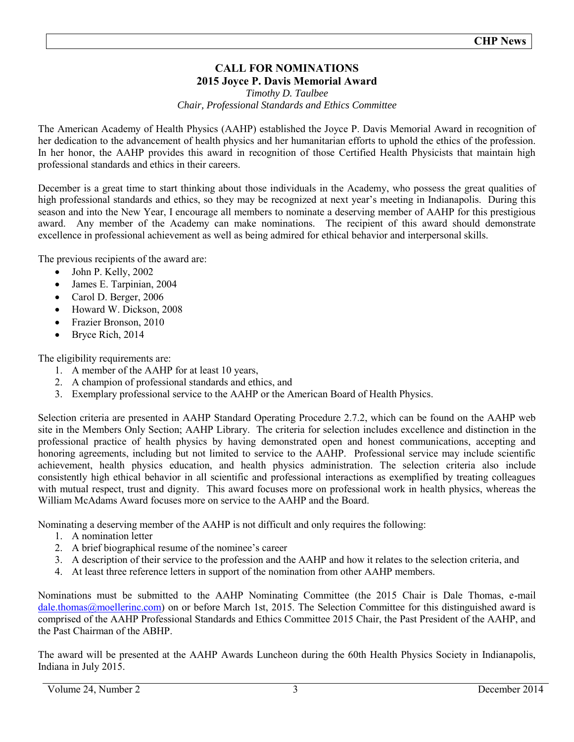## CALL FOR NOMINATIONS
## 2015 Joyce P. Davis Memorial Award

*Timothy D. Taulbee*
*Chair, Professional Standards and Ethics Committee*

The American Academy of Health Physics (AAHP) established the Joyce P. Davis Memorial Award in recognition of her dedication to the advancement of health physics and her humanitarian efforts to uphold the ethics of the profession. In her honor, the AAHP provides this award in recognition of those Certified Health Physicists that maintain high professional standards and ethics in their careers.

December is a great time to start thinking about those individuals in the Academy, who possess the great qualities of high professional standards and ethics, so they may be recognized at next year's meeting in Indianapolis. During this season and into the New Year, I encourage all members to nominate a deserving member of AAHP for this prestigious award. Any member of the Academy can make nominations. The recipient of this award should demonstrate excellence in professional achievement as well as being admired for ethical behavior and interpersonal skills.

The previous recipients of the award are:

- John P. Kelly, 2002
- James E. Tarpinian, 2004
- Carol D. Berger, 2006
- Howard W. Dickson, 2008
- Frazier Bronson, 2010
- Bryce Rich, 2014

The eligibility requirements are:

1. A member of the AAHP for at least 10 years,
2. A champion of professional standards and ethics, and
3. Exemplary professional service to the AAHP or the American Board of Health Physics.

Selection criteria are presented in AAHP Standard Operating Procedure 2.7.2, which can be found on the AAHP web site in the Members Only Section; AAHP Library. The criteria for selection includes excellence and distinction in the professional practice of health physics by having demonstrated open and honest communications, accepting and honoring agreements, including but not limited to service to the AAHP. Professional service may include scientific achievement, health physics education, and health physics administration. The selection criteria also include consistently high ethical behavior in all scientific and professional interactions as exemplified by treating colleagues with mutual respect, trust and dignity. This award focuses more on professional work in health physics, whereas the William McAdams Award focuses more on service to the AAHP and the Board.

Nominating a deserving member of the AAHP is not difficult and only requires the following:

1. A nomination letter
2. A brief biographical resume of the nominee's career
3. A description of their service to the profession and the AAHP and how it relates to the selection criteria, and
4. At least three reference letters in support of the nomination from other AAHP members.

Nominations must be submitted to the AAHP Nominating Committee (the 2015 Chair is Dale Thomas, e-mail dale.thomas@moellerinc.com) on or before March 1st, 2015. The Selection Committee for this distinguished award is comprised of the AAHP Professional Standards and Ethics Committee 2015 Chair, the Past President of the AAHP, and the Past Chairman of the ABHP.

The award will be presented at the AAHP Awards Luncheon during the 60th Health Physics Society in Indianapolis, Indiana in July 2015.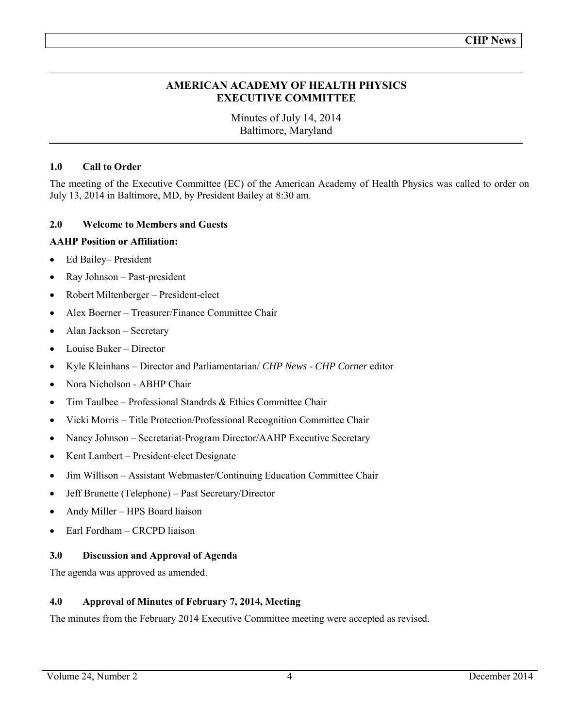# AMERICAN ACADEMY OF HEALTH PHYSICS
# EXECUTIVE COMMITTEE

Minutes of July 14, 2014
Baltimore, Maryland

## 1.0 Call to Order

The meeting of the Executive Committee (EC) of the American Academy of Health Physics was called to order on July 13, 2014 in Baltimore, MD, by President Bailey at 8:30 am.

## 2.0 Welcome to Members and Guests

**AAHP Position or Affiliation:**

- Ed Bailey– President
- Ray Johnson – Past-president
- Robert Miltenberger – President-elect
- Alex Boerner – Treasurer/Finance Committee Chair
- Alan Jackson – Secretary
- Louise Buker – Director
- Kyle Kleinhans – Director and Parliamentarian/ *CHP News - CHP Corner* editor
- Nora Nicholson - ABHP Chair
- Tim Taulbee – Professional Standrds & Ethics Committee Chair
- Vicki Morris – Title Protection/Professional Recognition Committee Chair
- Nancy Johnson – Secretariat-Program Director/AAHP Executive Secretary
- Kent Lambert – President-elect Designate
- Jim Willison – Assistant Webmaster/Continuing Education Committee Chair
- Jeff Brunette (Telephone) – Past Secretary/Director
- Andy Miller – HPS Board liaison
- Earl Fordham – CRCPD liaison

## 3.0 Discussion and Approval of Agenda

The agenda was approved as amended.

## 4.0 Approval of Minutes of February 7, 2014, Meeting

The minutes from the February 2014 Executive Committee meeting were accepted as revised.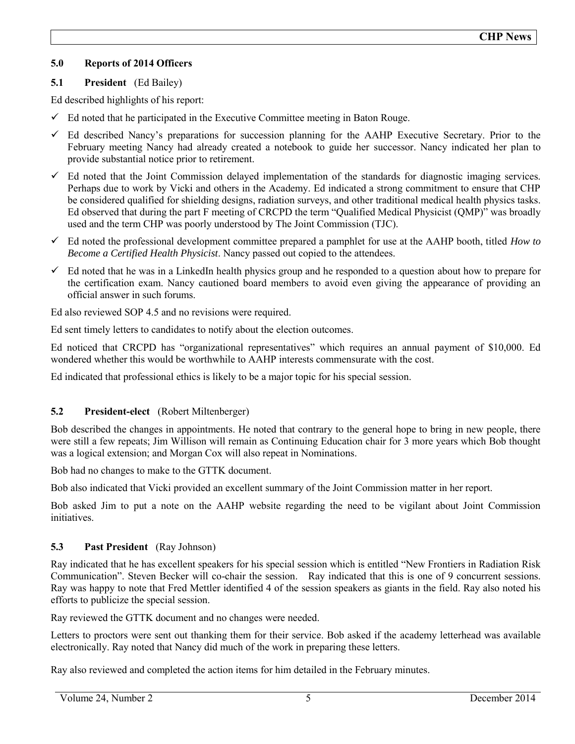## 5.0 Reports of 2014 Officers

### 5.1 President (Ed Bailey)

Ed described highlights of his report:

- ✓ Ed noted that he participated in the Executive Committee meeting in Baton Rouge.
- ✓ Ed described Nancy's preparations for succession planning for the AAHP Executive Secretary. Prior to the February meeting Nancy had already created a notebook to guide her successor. Nancy indicated her plan to provide substantial notice prior to retirement.
- ✓ Ed noted that the Joint Commission delayed implementation of the standards for diagnostic imaging services. Perhaps due to work by Vicki and others in the Academy. Ed indicated a strong commitment to ensure that CHP be considered qualified for shielding designs, radiation surveys, and other traditional medical health physics tasks. Ed observed that during the part F meeting of CRCPD the term "Qualified Medical Physicist (QMP)" was broadly used and the term CHP was poorly understood by The Joint Commission (TJC).
- ✓ Ed noted the professional development committee prepared a pamphlet for use at the AAHP booth, titled *How to Become a Certified Health Physicist*. Nancy passed out copied to the attendees.
- ✓ Ed noted that he was in a LinkedIn health physics group and he responded to a question about how to prepare for the certification exam. Nancy cautioned board members to avoid even giving the appearance of providing an official answer in such forums.

Ed also reviewed SOP 4.5 and no revisions were required.

Ed sent timely letters to candidates to notify about the election outcomes.

Ed noticed that CRCPD has "organizational representatives" which requires an annual payment of $10,000. Ed wondered whether this would be worthwhile to AAHP interests commensurate with the cost.

Ed indicated that professional ethics is likely to be a major topic for his special session.

### 5.2 President-elect (Robert Miltenberger)

Bob described the changes in appointments. He noted that contrary to the general hope to bring in new people, there were still a few repeats; Jim Willison will remain as Continuing Education chair for 3 more years which Bob thought was a logical extension; and Morgan Cox will also repeat in Nominations.

Bob had no changes to make to the GTTK document.

Bob also indicated that Vicki provided an excellent summary of the Joint Commission matter in her report.

Bob asked Jim to put a note on the AAHP website regarding the need to be vigilant about Joint Commission initiatives.

### 5.3 Past President (Ray Johnson)

Ray indicated that he has excellent speakers for his special session which is entitled "New Frontiers in Radiation Risk Communication". Steven Becker will co-chair the session. Ray indicated that this is one of 9 concurrent sessions. Ray was happy to note that Fred Mettler identified 4 of the session speakers as giants in the field. Ray also noted his efforts to publicize the special session.

Ray reviewed the GTTK document and no changes were needed.

Letters to proctors were sent out thanking them for their service. Bob asked if the academy letterhead was available electronically. Ray noted that Nancy did much of the work in preparing these letters.

Ray also reviewed and completed the action items for him detailed in the February minutes.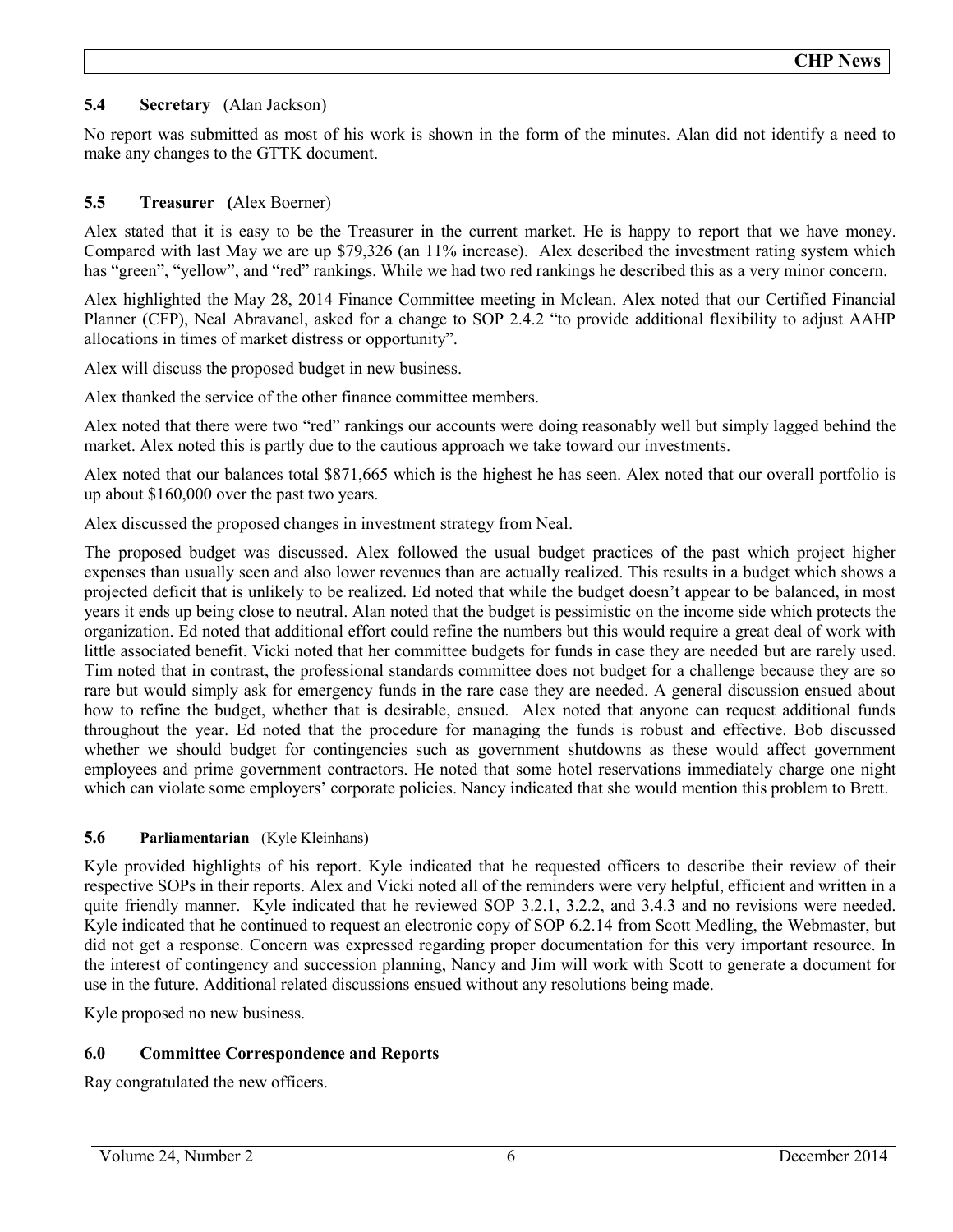### 5.4 Secretary (Alan Jackson)

No report was submitted as most of his work is shown in the form of the minutes. Alan did not identify a need to make any changes to the GTTK document.

### 5.5 Treasurer (Alex Boerner)

Alex stated that it is easy to be the Treasurer in the current market. He is happy to report that we have money. Compared with last May we are up $79,326 (an 11% increase). Alex described the investment rating system which has "green", "yellow", and "red" rankings. While we had two red rankings he described this as a very minor concern.

Alex highlighted the May 28, 2014 Finance Committee meeting in Mclean. Alex noted that our Certified Financial Planner (CFP), Neal Abravanel, asked for a change to SOP 2.4.2 "to provide additional flexibility to adjust AAHP allocations in times of market distress or opportunity".

Alex will discuss the proposed budget in new business.

Alex thanked the service of the other finance committee members.

Alex noted that there were two "red" rankings our accounts were doing reasonably well but simply lagged behind the market. Alex noted this is partly due to the cautious approach we take toward our investments.

Alex noted that our balances total $871,665 which is the highest he has seen. Alex noted that our overall portfolio is up about $160,000 over the past two years.

Alex discussed the proposed changes in investment strategy from Neal.

The proposed budget was discussed. Alex followed the usual budget practices of the past which project higher expenses than usually seen and also lower revenues than are actually realized. This results in a budget which shows a projected deficit that is unlikely to be realized. Ed noted that while the budget doesn't appear to be balanced, in most years it ends up being close to neutral. Alan noted that the budget is pessimistic on the income side which protects the organization. Ed noted that additional effort could refine the numbers but this would require a great deal of work with little associated benefit. Vicki noted that her committee budgets for funds in case they are needed but are rarely used. Tim noted that in contrast, the professional standards committee does not budget for a challenge because they are so rare but would simply ask for emergency funds in the rare case they are needed. A general discussion ensued about how to refine the budget, whether that is desirable, ensued. Alex noted that anyone can request additional funds throughout the year. Ed noted that the procedure for managing the funds is robust and effective. Bob discussed whether we should budget for contingencies such as government shutdowns as these would affect government employees and prime government contractors. He noted that some hotel reservations immediately charge one night which can violate some employers' corporate policies. Nancy indicated that she would mention this problem to Brett.

### 5.6 Parliamentarian (Kyle Kleinhans)

Kyle provided highlights of his report. Kyle indicated that he requested officers to describe their review of their respective SOPs in their reports. Alex and Vicki noted all of the reminders were very helpful, efficient and written in a quite friendly manner. Kyle indicated that he reviewed SOP 3.2.1, 3.2.2, and 3.4.3 and no revisions were needed. Kyle indicated that he continued to request an electronic copy of SOP 6.2.14 from Scott Medling, the Webmaster, but did not get a response. Concern was expressed regarding proper documentation for this very important resource. In the interest of contingency and succession planning, Nancy and Jim will work with Scott to generate a document for use in the future. Additional related discussions ensued without any resolutions being made.

Kyle proposed no new business.

## 6.0 Committee Correspondence and Reports

Ray congratulated the new officers.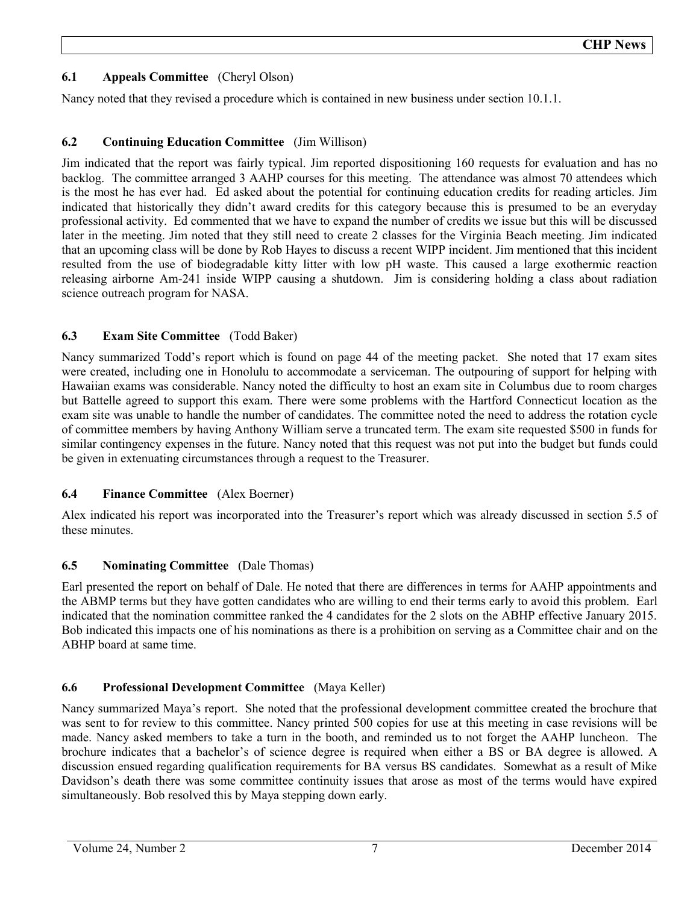### 6.1 Appeals Committee (Cheryl Olson)

Nancy noted that they revised a procedure which is contained in new business under section 10.1.1.

### 6.2 Continuing Education Committee (Jim Willison)

Jim indicated that the report was fairly typical. Jim reported dispositioning 160 requests for evaluation and has no backlog. The committee arranged 3 AAHP courses for this meeting. The attendance was almost 70 attendees which is the most he has ever had. Ed asked about the potential for continuing education credits for reading articles. Jim indicated that historically they didn't award credits for this category because this is presumed to be an everyday professional activity. Ed commented that we have to expand the number of credits we issue but this will be discussed later in the meeting. Jim noted that they still need to create 2 classes for the Virginia Beach meeting. Jim indicated that an upcoming class will be done by Rob Hayes to discuss a recent WIPP incident. Jim mentioned that this incident resulted from the use of biodegradable kitty litter with low pH waste. This caused a large exothermic reaction releasing airborne Am-241 inside WIPP causing a shutdown. Jim is considering holding a class about radiation science outreach program for NASA.

### 6.3 Exam Site Committee (Todd Baker)

Nancy summarized Todd's report which is found on page 44 of the meeting packet. She noted that 17 exam sites were created, including one in Honolulu to accommodate a serviceman. The outpouring of support for helping with Hawaiian exams was considerable. Nancy noted the difficulty to host an exam site in Columbus due to room charges but Battelle agreed to support this exam. There were some problems with the Hartford Connecticut location as the exam site was unable to handle the number of candidates. The committee noted the need to address the rotation cycle of committee members by having Anthony William serve a truncated term. The exam site requested $500 in funds for similar contingency expenses in the future. Nancy noted that this request was not put into the budget but funds could be given in extenuating circumstances through a request to the Treasurer.

### 6.4 Finance Committee (Alex Boerner)

Alex indicated his report was incorporated into the Treasurer's report which was already discussed in section 5.5 of these minutes.

### 6.5 Nominating Committee (Dale Thomas)

Earl presented the report on behalf of Dale. He noted that there are differences in terms for AAHP appointments and the ABMP terms but they have gotten candidates who are willing to end their terms early to avoid this problem. Earl indicated that the nomination committee ranked the 4 candidates for the 2 slots on the ABHP effective January 2015. Bob indicated this impacts one of his nominations as there is a prohibition on serving as a Committee chair and on the ABHP board at same time.

### 6.6 Professional Development Committee (Maya Keller)

Nancy summarized Maya's report. She noted that the professional development committee created the brochure that was sent to for review to this committee. Nancy printed 500 copies for use at this meeting in case revisions will be made. Nancy asked members to take a turn in the booth, and reminded us to not forget the AAHP luncheon. The brochure indicates that a bachelor's of science degree is required when either a BS or BA degree is allowed. A discussion ensued regarding qualification requirements for BA versus BS candidates. Somewhat as a result of Mike Davidson's death there was some committee continuity issues that arose as most of the terms would have expired simultaneously. Bob resolved this by Maya stepping down early.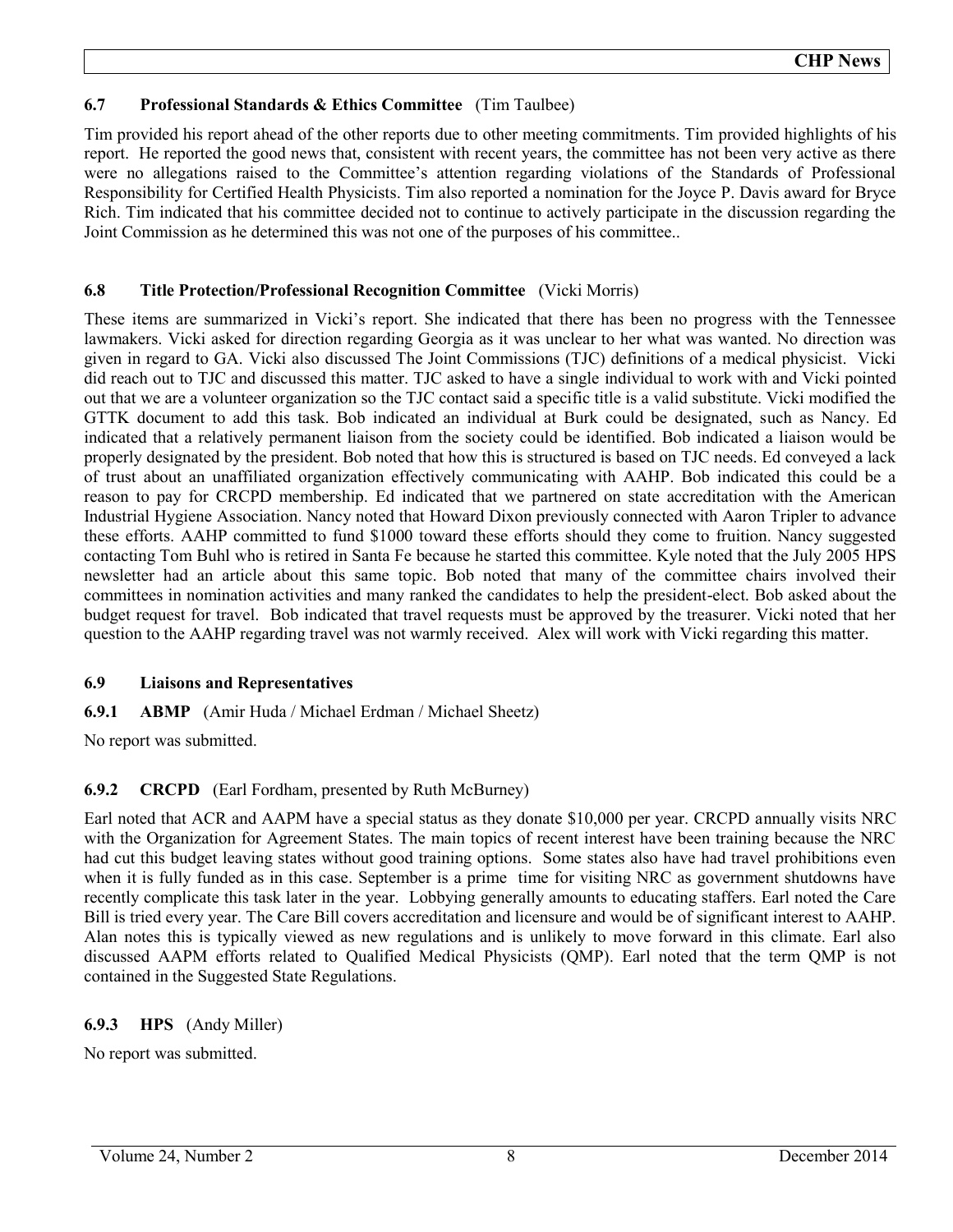### 6.7 Professional Standards & Ethics Committee (Tim Taulbee)

Tim provided his report ahead of the other reports due to other meeting commitments. Tim provided highlights of his report. He reported the good news that, consistent with recent years, the committee has not been very active as there were no allegations raised to the Committee's attention regarding violations of the Standards of Professional Responsibility for Certified Health Physicists. Tim also reported a nomination for the Joyce P. Davis award for Bryce Rich. Tim indicated that his committee decided not to continue to actively participate in the discussion regarding the Joint Commission as he determined this was not one of the purposes of his committee..

### 6.8 Title Protection/Professional Recognition Committee (Vicki Morris)

These items are summarized in Vicki's report. She indicated that there has been no progress with the Tennessee lawmakers. Vicki asked for direction regarding Georgia as it was unclear to her what was wanted. No direction was given in regard to GA. Vicki also discussed The Joint Commissions (TJC) definitions of a medical physicist. Vicki did reach out to TJC and discussed this matter. TJC asked to have a single individual to work with and Vicki pointed out that we are a volunteer organization so the TJC contact said a specific title is a valid substitute. Vicki modified the GTTK document to add this task. Bob indicated an individual at Burk could be designated, such as Nancy. Ed indicated that a relatively permanent liaison from the society could be identified. Bob indicated a liaison would be properly designated by the president. Bob noted that how this is structured is based on TJC needs. Ed conveyed a lack of trust about an unaffiliated organization effectively communicating with AAHP. Bob indicated this could be a reason to pay for CRCPD membership. Ed indicated that we partnered on state accreditation with the American Industrial Hygiene Association. Nancy noted that Howard Dixon previously connected with Aaron Tripler to advance these efforts. AAHP committed to fund $1000 toward these efforts should they come to fruition. Nancy suggested contacting Tom Buhl who is retired in Santa Fe because he started this committee. Kyle noted that the July 2005 HPS newsletter had an article about this same topic. Bob noted that many of the committee chairs involved their committees in nomination activities and many ranked the candidates to help the president-elect. Bob asked about the budget request for travel. Bob indicated that travel requests must be approved by the treasurer. Vicki noted that her question to the AAHP regarding travel was not warmly received. Alex will work with Vicki regarding this matter.

### 6.9 Liaisons and Representatives

#### 6.9.1 ABMP (Amir Huda / Michael Erdman / Michael Sheetz)

No report was submitted.

#### 6.9.2 CRCPD (Earl Fordham, presented by Ruth McBurney)

Earl noted that ACR and AAPM have a special status as they donate $10,000 per year. CRCPD annually visits NRC with the Organization for Agreement States. The main topics of recent interest have been training because the NRC had cut this budget leaving states without good training options. Some states also have had travel prohibitions even when it is fully funded as in this case. September is a prime time for visiting NRC as government shutdowns have recently complicate this task later in the year. Lobbying generally amounts to educating staffers. Earl noted the Care Bill is tried every year. The Care Bill covers accreditation and licensure and would be of significant interest to AAHP. Alan notes this is typically viewed as new regulations and is unlikely to move forward in this climate. Earl also discussed AAPM efforts related to Qualified Medical Physicists (QMP). Earl noted that the term QMP is not contained in the Suggested State Regulations.

#### 6.9.3 HPS (Andy Miller)

No report was submitted.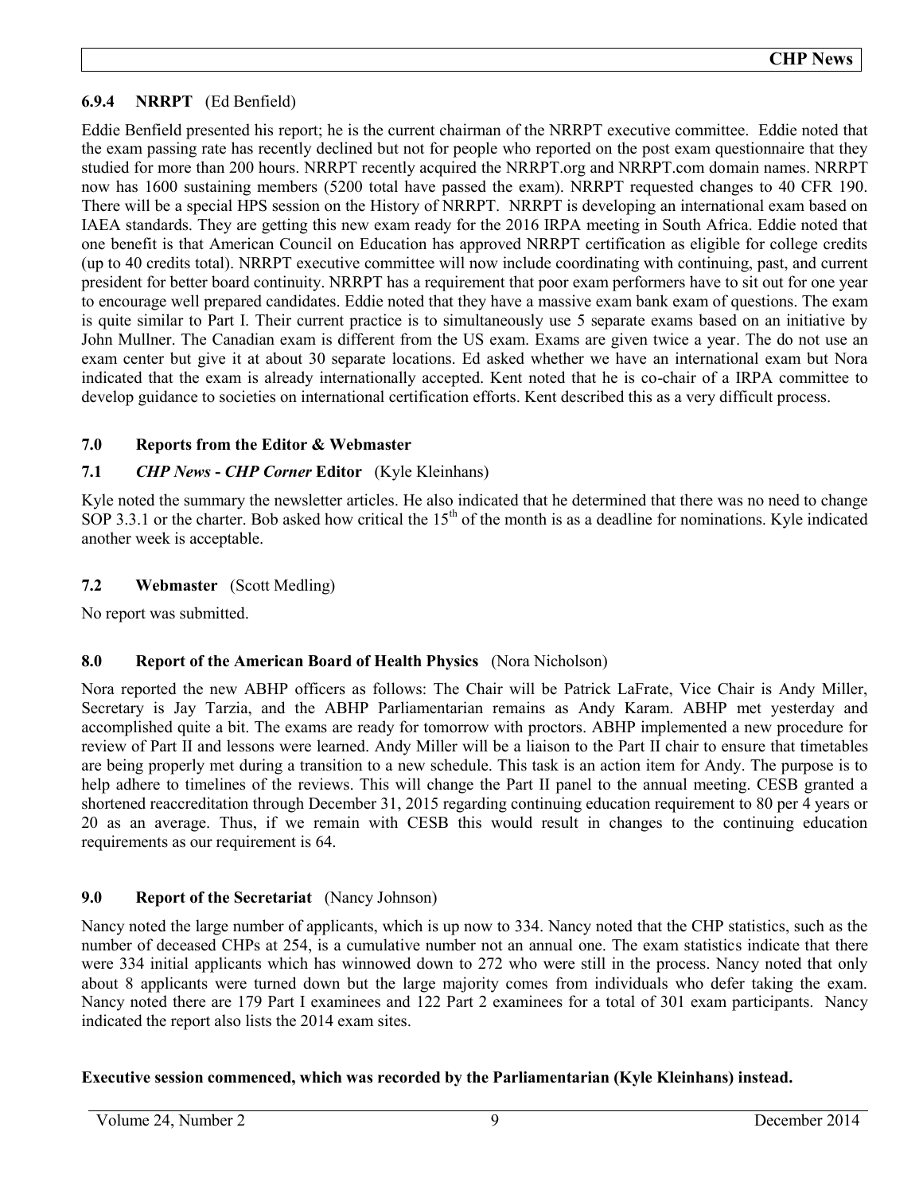### 6.9.4 NRRPT (Ed Benfield)

Eddie Benfield presented his report; he is the current chairman of the NRRPT executive committee. Eddie noted that the exam passing rate has recently declined but not for people who reported on the post exam questionnaire that they studied for more than 200 hours. NRRPT recently acquired the NRRPT.org and NRRPT.com domain names. NRRPT now has 1600 sustaining members (5200 total have passed the exam). NRRPT requested changes to 40 CFR 190. There will be a special HPS session on the History of NRRPT. NRRPT is developing an international exam based on IAEA standards. They are getting this new exam ready for the 2016 IRPA meeting in South Africa. Eddie noted that one benefit is that American Council on Education has approved NRRPT certification as eligible for college credits (up to 40 credits total). NRRPT executive committee will now include coordinating with continuing, past, and current president for better board continuity. NRRPT has a requirement that poor exam performers have to sit out for one year to encourage well prepared candidates. Eddie noted that they have a massive exam bank exam of questions. The exam is quite similar to Part I. Their current practice is to simultaneously use 5 separate exams based on an initiative by John Mullner. The Canadian exam is different from the US exam. Exams are given twice a year. The do not use an exam center but give it at about 30 separate locations. Ed asked whether we have an international exam but Nora indicated that the exam is already internationally accepted. Kent noted that he is co-chair of a IRPA committee to develop guidance to societies on international certification efforts. Kent described this as a very difficult process.

## 7.0 Reports from the Editor & Webmaster

### 7.1 *CHP News - CHP Corner* Editor (Kyle Kleinhans)

Kyle noted the summary the newsletter articles. He also indicated that he determined that there was no need to change SOP 3.3.1 or the charter. Bob asked how critical the 15th of the month is as a deadline for nominations. Kyle indicated another week is acceptable.

### 7.2 Webmaster (Scott Medling)

No report was submitted.

## 8.0 Report of the American Board of Health Physics (Nora Nicholson)

Nora reported the new ABHP officers as follows: The Chair will be Patrick LaFrate, Vice Chair is Andy Miller, Secretary is Jay Tarzia, and the ABHP Parliamentarian remains as Andy Karam. ABHP met yesterday and accomplished quite a bit. The exams are ready for tomorrow with proctors. ABHP implemented a new procedure for review of Part II and lessons were learned. Andy Miller will be a liaison to the Part II chair to ensure that timetables are being properly met during a transition to a new schedule. This task is an action item for Andy. The purpose is to help adhere to timelines of the reviews. This will change the Part II panel to the annual meeting. CESB granted a shortened reaccreditation through December 31, 2015 regarding continuing education requirement to 80 per 4 years or 20 as an average. Thus, if we remain with CESB this would result in changes to the continuing education requirements as our requirement is 64.

## 9.0 Report of the Secretariat (Nancy Johnson)

Nancy noted the large number of applicants, which is up now to 334. Nancy noted that the CHP statistics, such as the number of deceased CHPs at 254, is a cumulative number not an annual one. The exam statistics indicate that there were 334 initial applicants which has winnowed down to 272 who were still in the process. Nancy noted that only about 8 applicants were turned down but the large majority comes from individuals who defer taking the exam. Nancy noted there are 179 Part I examinees and 122 Part 2 examinees for a total of 301 exam participants. Nancy indicated the report also lists the 2014 exam sites.

**Executive session commenced, which was recorded by the Parliamentarian (Kyle Kleinhans) instead.**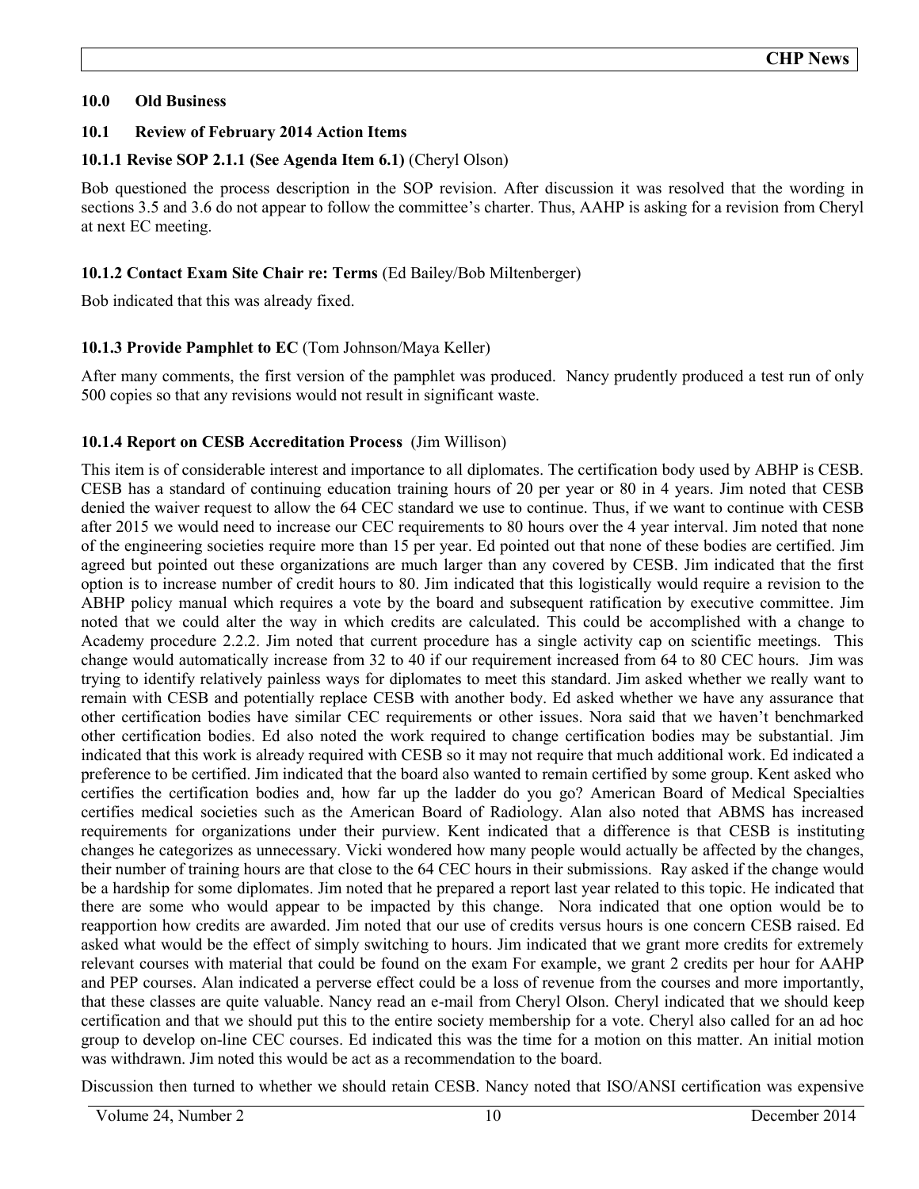## 10.0 Old Business

### 10.1 Review of February 2014 Action Items

#### 10.1.1 Revise SOP 2.1.1 (See Agenda Item 6.1) (Cheryl Olson)

Bob questioned the process description in the SOP revision. After discussion it was resolved that the wording in sections 3.5 and 3.6 do not appear to follow the committee's charter. Thus, AAHP is asking for a revision from Cheryl at next EC meeting.

#### 10.1.2 Contact Exam Site Chair re: Terms (Ed Bailey/Bob Miltenberger)

Bob indicated that this was already fixed.

#### 10.1.3 Provide Pamphlet to EC (Tom Johnson/Maya Keller)

After many comments, the first version of the pamphlet was produced. Nancy prudently produced a test run of only 500 copies so that any revisions would not result in significant waste.

#### 10.1.4 Report on CESB Accreditation Process (Jim Willison)

This item is of considerable interest and importance to all diplomates. The certification body used by ABHP is CESB. CESB has a standard of continuing education training hours of 20 per year or 80 in 4 years. Jim noted that CESB denied the waiver request to allow the 64 CEC standard we use to continue. Thus, if we want to continue with CESB after 2015 we would need to increase our CEC requirements to 80 hours over the 4 year interval. Jim noted that none of the engineering societies require more than 15 per year. Ed pointed out that none of these bodies are certified. Jim agreed but pointed out these organizations are much larger than any covered by CESB. Jim indicated that the first option is to increase number of credit hours to 80. Jim indicated that this logistically would require a revision to the ABHP policy manual which requires a vote by the board and subsequent ratification by executive committee. Jim noted that we could alter the way in which credits are calculated. This could be accomplished with a change to Academy procedure 2.2.2. Jim noted that current procedure has a single activity cap on scientific meetings. This change would automatically increase from 32 to 40 if our requirement increased from 64 to 80 CEC hours. Jim was trying to identify relatively painless ways for diplomates to meet this standard. Jim asked whether we really want to remain with CESB and potentially replace CESB with another body. Ed asked whether we have any assurance that other certification bodies have similar CEC requirements or other issues. Nora said that we haven't benchmarked other certification bodies. Ed also noted the work required to change certification bodies may be substantial. Jim indicated that this work is already required with CESB so it may not require that much additional work. Ed indicated a preference to be certified. Jim indicated that the board also wanted to remain certified by some group. Kent asked who certifies the certification bodies and, how far up the ladder do you go? American Board of Medical Specialties certifies medical societies such as the American Board of Radiology. Alan also noted that ABMS has increased requirements for organizations under their purview. Kent indicated that a difference is that CESB is instituting changes he categorizes as unnecessary. Vicki wondered how many people would actually be affected by the changes, their number of training hours are that close to the 64 CEC hours in their submissions. Ray asked if the change would be a hardship for some diplomates. Jim noted that he prepared a report last year related to this topic. He indicated that there are some who would appear to be impacted by this change. Nora indicated that one option would be to reapportion how credits are awarded. Jim noted that our use of credits versus hours is one concern CESB raised. Ed asked what would be the effect of simply switching to hours. Jim indicated that we grant more credits for extremely relevant courses with material that could be found on the exam For example, we grant 2 credits per hour for AAHP and PEP courses. Alan indicated a perverse effect could be a loss of revenue from the courses and more importantly, that these classes are quite valuable. Nancy read an e-mail from Cheryl Olson. Cheryl indicated that we should keep certification and that we should put this to the entire society membership for a vote. Cheryl also called for an ad hoc group to develop on-line CEC courses. Ed indicated this was the time for a motion on this matter. An initial motion was withdrawn. Jim noted this would be act as a recommendation to the board.

Discussion then turned to whether we should retain CESB. Nancy noted that ISO/ANSI certification was expensive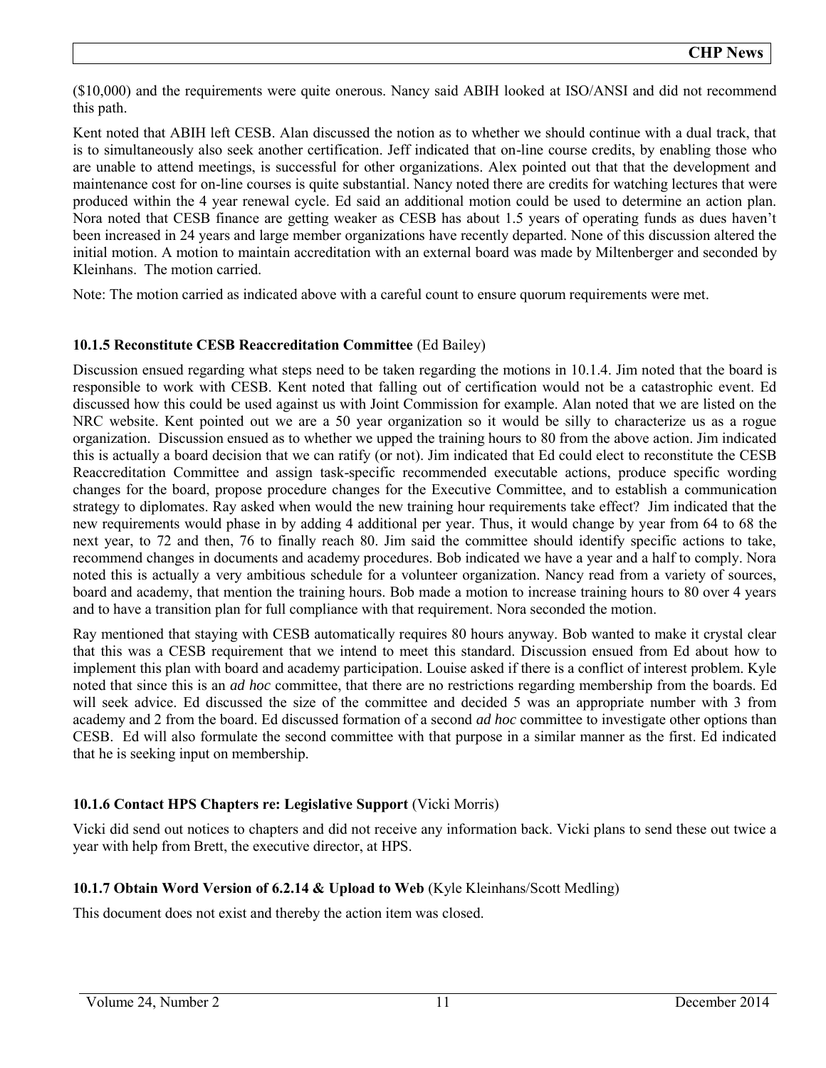($10,000) and the requirements were quite onerous. Nancy said ABIH looked at ISO/ANSI and did not recommend this path.

Kent noted that ABIH left CESB. Alan discussed the notion as to whether we should continue with a dual track, that is to simultaneously also seek another certification. Jeff indicated that on-line course credits, by enabling those who are unable to attend meetings, is successful for other organizations. Alex pointed out that that the development and maintenance cost for on-line courses is quite substantial. Nancy noted there are credits for watching lectures that were produced within the 4 year renewal cycle. Ed said an additional motion could be used to determine an action plan. Nora noted that CESB finance are getting weaker as CESB has about 1.5 years of operating funds as dues haven't been increased in 24 years and large member organizations have recently departed. None of this discussion altered the initial motion. A motion to maintain accreditation with an external board was made by Miltenberger and seconded by Kleinhans. The motion carried.

Note: The motion carried as indicated above with a careful count to ensure quorum requirements were met.

**10.1.5 Reconstitute CESB Reaccreditation Committee** (Ed Bailey)

Discussion ensued regarding what steps need to be taken regarding the motions in 10.1.4. Jim noted that the board is responsible to work with CESB. Kent noted that falling out of certification would not be a catastrophic event. Ed discussed how this could be used against us with Joint Commission for example. Alan noted that we are listed on the NRC website. Kent pointed out we are a 50 year organization so it would be silly to characterize us as a rogue organization. Discussion ensued as to whether we upped the training hours to 80 from the above action. Jim indicated this is actually a board decision that we can ratify (or not). Jim indicated that Ed could elect to reconstitute the CESB Reaccreditation Committee and assign task-specific recommended executable actions, produce specific wording changes for the board, propose procedure changes for the Executive Committee, and to establish a communication strategy to diplomates. Ray asked when would the new training hour requirements take effect? Jim indicated that the new requirements would phase in by adding 4 additional per year. Thus, it would change by year from 64 to 68 the next year, to 72 and then, 76 to finally reach 80. Jim said the committee should identify specific actions to take, recommend changes in documents and academy procedures. Bob indicated we have a year and a half to comply. Nora noted this is actually a very ambitious schedule for a volunteer organization. Nancy read from a variety of sources, board and academy, that mention the training hours. Bob made a motion to increase training hours to 80 over 4 years and to have a transition plan for full compliance with that requirement. Nora seconded the motion.

Ray mentioned that staying with CESB automatically requires 80 hours anyway. Bob wanted to make it crystal clear that this was a CESB requirement that we intend to meet this standard. Discussion ensued from Ed about how to implement this plan with board and academy participation. Louise asked if there is a conflict of interest problem. Kyle noted that since this is an *ad hoc* committee, that there are no restrictions regarding membership from the boards. Ed will seek advice. Ed discussed the size of the committee and decided 5 was an appropriate number with 3 from academy and 2 from the board. Ed discussed formation of a second *ad hoc* committee to investigate other options than CESB. Ed will also formulate the second committee with that purpose in a similar manner as the first. Ed indicated that he is seeking input on membership.

**10.1.6 Contact HPS Chapters re: Legislative Support** (Vicki Morris)

Vicki did send out notices to chapters and did not receive any information back. Vicki plans to send these out twice a year with help from Brett, the executive director, at HPS.

**10.1.7 Obtain Word Version of 6.2.14 & Upload to Web** (Kyle Kleinhans/Scott Medling)

This document does not exist and thereby the action item was closed.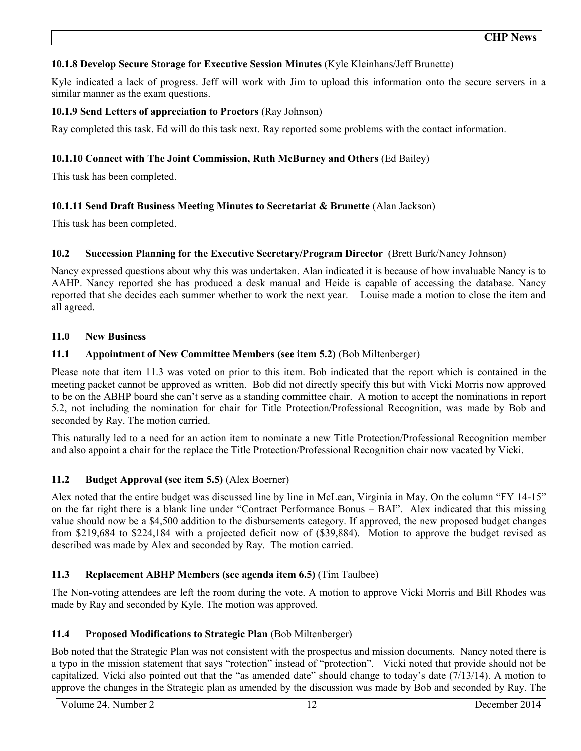**10.1.8 Develop Secure Storage for Executive Session Minutes** (Kyle Kleinhans/Jeff Brunette)

Kyle indicated a lack of progress. Jeff will work with Jim to upload this information onto the secure servers in a similar manner as the exam questions.

**10.1.9 Send Letters of appreciation to Proctors** (Ray Johnson)

Ray completed this task. Ed will do this task next. Ray reported some problems with the contact information.

**10.1.10 Connect with The Joint Commission, Ruth McBurney and Others** (Ed Bailey)

This task has been completed.

**10.1.11 Send Draft Business Meeting Minutes to Secretariat & Brunette** (Alan Jackson)

This task has been completed.

**10.2 Succession Planning for the Executive Secretary/Program Director** (Brett Burk/Nancy Johnson)

Nancy expressed questions about why this was undertaken. Alan indicated it is because of how invaluable Nancy is to AAHP. Nancy reported she has produced a desk manual and Heide is capable of accessing the database. Nancy reported that she decides each summer whether to work the next year. Louise made a motion to close the item and all agreed.

**11.0 New Business**

**11.1 Appointment of New Committee Members (see item 5.2)** (Bob Miltenberger)

Please note that item 11.3 was voted on prior to this item. Bob indicated that the report which is contained in the meeting packet cannot be approved as written. Bob did not directly specify this but with Vicki Morris now approved to be on the ABHP board she can't serve as a standing committee chair. A motion to accept the nominations in report 5.2, not including the nomination for chair for Title Protection/Professional Recognition, was made by Bob and seconded by Ray. The motion carried.

This naturally led to a need for an action item to nominate a new Title Protection/Professional Recognition member and also appoint a chair for the replace the Title Protection/Professional Recognition chair now vacated by Vicki.

**11.2 Budget Approval (see item 5.5)** (Alex Boerner)

Alex noted that the entire budget was discussed line by line in McLean, Virginia in May. On the column "FY 14-15" on the far right there is a blank line under "Contract Performance Bonus – BAI". Alex indicated that this missing value should now be a $4,500 addition to the disbursements category. If approved, the new proposed budget changes from $219,684 to $224,184 with a projected deficit now of ($39,884). Motion to approve the budget revised as described was made by Alex and seconded by Ray. The motion carried.

**11.3 Replacement ABHP Members (see agenda item 6.5)** (Tim Taulbee)

The Non-voting attendees are left the room during the vote. A motion to approve Vicki Morris and Bill Rhodes was made by Ray and seconded by Kyle. The motion was approved.

**11.4 Proposed Modifications to Strategic Plan** (Bob Miltenberger)

Bob noted that the Strategic Plan was not consistent with the prospectus and mission documents. Nancy noted there is a typo in the mission statement that says "rotection" instead of "protection". Vicki noted that provide should not be capitalized. Vicki also pointed out that the "as amended date" should change to today's date (7/13/14). A motion to approve the changes in the Strategic plan as amended by the discussion was made by Bob and seconded by Ray. The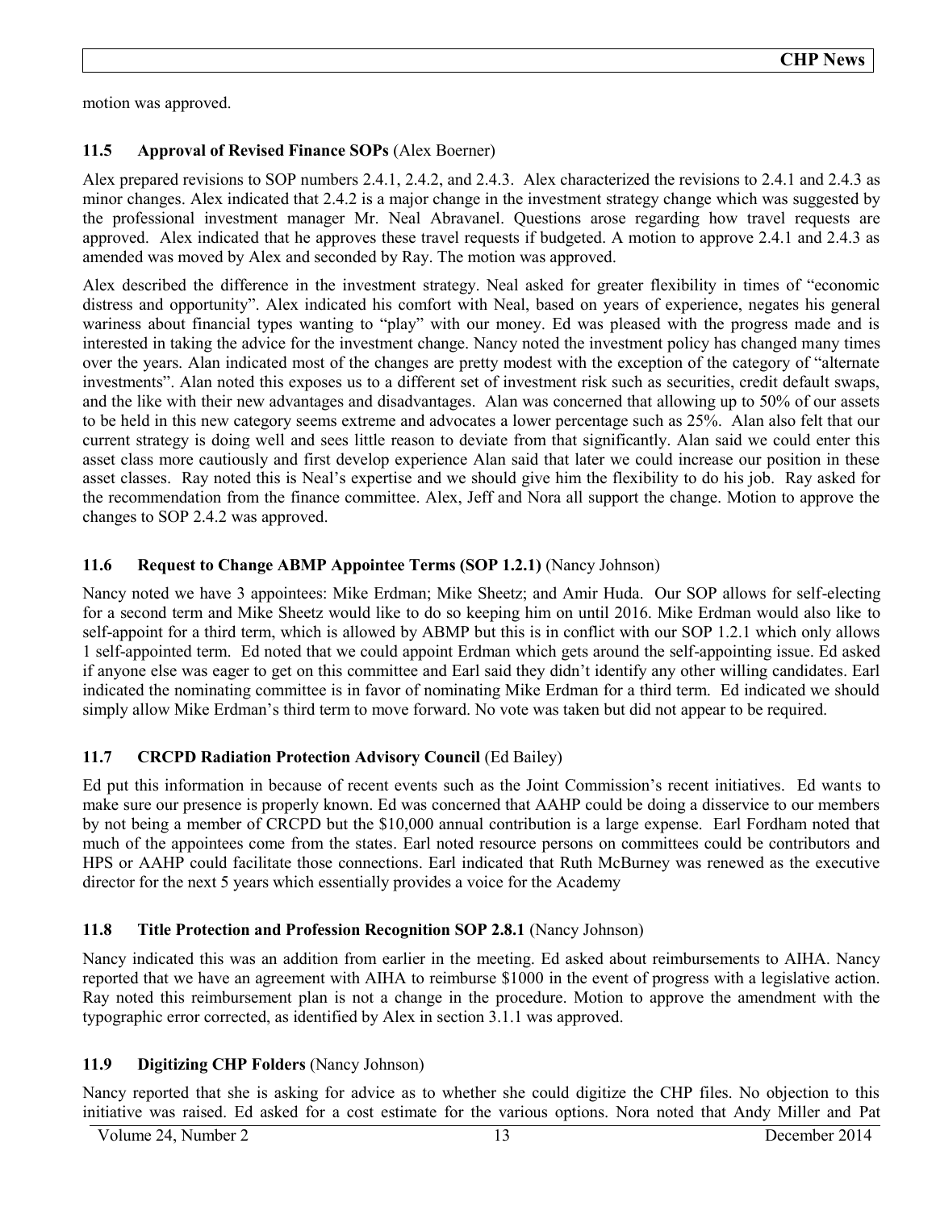motion was approved.

### 11.5 Approval of Revised Finance SOPs (Alex Boerner)

Alex prepared revisions to SOP numbers 2.4.1, 2.4.2, and 2.4.3. Alex characterized the revisions to 2.4.1 and 2.4.3 as minor changes. Alex indicated that 2.4.2 is a major change in the investment strategy change which was suggested by the professional investment manager Mr. Neal Abravanel. Questions arose regarding how travel requests are approved. Alex indicated that he approves these travel requests if budgeted. A motion to approve 2.4.1 and 2.4.3 as amended was moved by Alex and seconded by Ray. The motion was approved.

Alex described the difference in the investment strategy. Neal asked for greater flexibility in times of "economic distress and opportunity". Alex indicated his comfort with Neal, based on years of experience, negates his general wariness about financial types wanting to "play" with our money. Ed was pleased with the progress made and is interested in taking the advice for the investment change. Nancy noted the investment policy has changed many times over the years. Alan indicated most of the changes are pretty modest with the exception of the category of "alternate investments". Alan noted this exposes us to a different set of investment risk such as securities, credit default swaps, and the like with their new advantages and disadvantages. Alan was concerned that allowing up to 50% of our assets to be held in this new category seems extreme and advocates a lower percentage such as 25%. Alan also felt that our current strategy is doing well and sees little reason to deviate from that significantly. Alan said we could enter this asset class more cautiously and first develop experience Alan said that later we could increase our position in these asset classes. Ray noted this is Neal's expertise and we should give him the flexibility to do his job. Ray asked for the recommendation from the finance committee. Alex, Jeff and Nora all support the change. Motion to approve the changes to SOP 2.4.2 was approved.

### 11.6 Request to Change ABMP Appointee Terms (SOP 1.2.1) (Nancy Johnson)

Nancy noted we have 3 appointees: Mike Erdman; Mike Sheetz; and Amir Huda. Our SOP allows for self-electing for a second term and Mike Sheetz would like to do so keeping him on until 2016. Mike Erdman would also like to self-appoint for a third term, which is allowed by ABMP but this is in conflict with our SOP 1.2.1 which only allows 1 self-appointed term. Ed noted that we could appoint Erdman which gets around the self-appointing issue. Ed asked if anyone else was eager to get on this committee and Earl said they didn't identify any other willing candidates. Earl indicated the nominating committee is in favor of nominating Mike Erdman for a third term. Ed indicated we should simply allow Mike Erdman's third term to move forward. No vote was taken but did not appear to be required.

### 11.7 CRCPD Radiation Protection Advisory Council (Ed Bailey)

Ed put this information in because of recent events such as the Joint Commission's recent initiatives. Ed wants to make sure our presence is properly known. Ed was concerned that AAHP could be doing a disservice to our members by not being a member of CRCPD but the $10,000 annual contribution is a large expense. Earl Fordham noted that much of the appointees come from the states. Earl noted resource persons on committees could be contributors and HPS or AAHP could facilitate those connections. Earl indicated that Ruth McBurney was renewed as the executive director for the next 5 years which essentially provides a voice for the Academy

### 11.8 Title Protection and Profession Recognition SOP 2.8.1 (Nancy Johnson)

Nancy indicated this was an addition from earlier in the meeting. Ed asked about reimbursements to AIHA. Nancy reported that we have an agreement with AIHA to reimburse $1000 in the event of progress with a legislative action. Ray noted this reimbursement plan is not a change in the procedure. Motion to approve the amendment with the typographic error corrected, as identified by Alex in section 3.1.1 was approved.

### 11.9 Digitizing CHP Folders (Nancy Johnson)

Nancy reported that she is asking for advice as to whether she could digitize the CHP files. No objection to this initiative was raised. Ed asked for a cost estimate for the various options. Nora noted that Andy Miller and Pat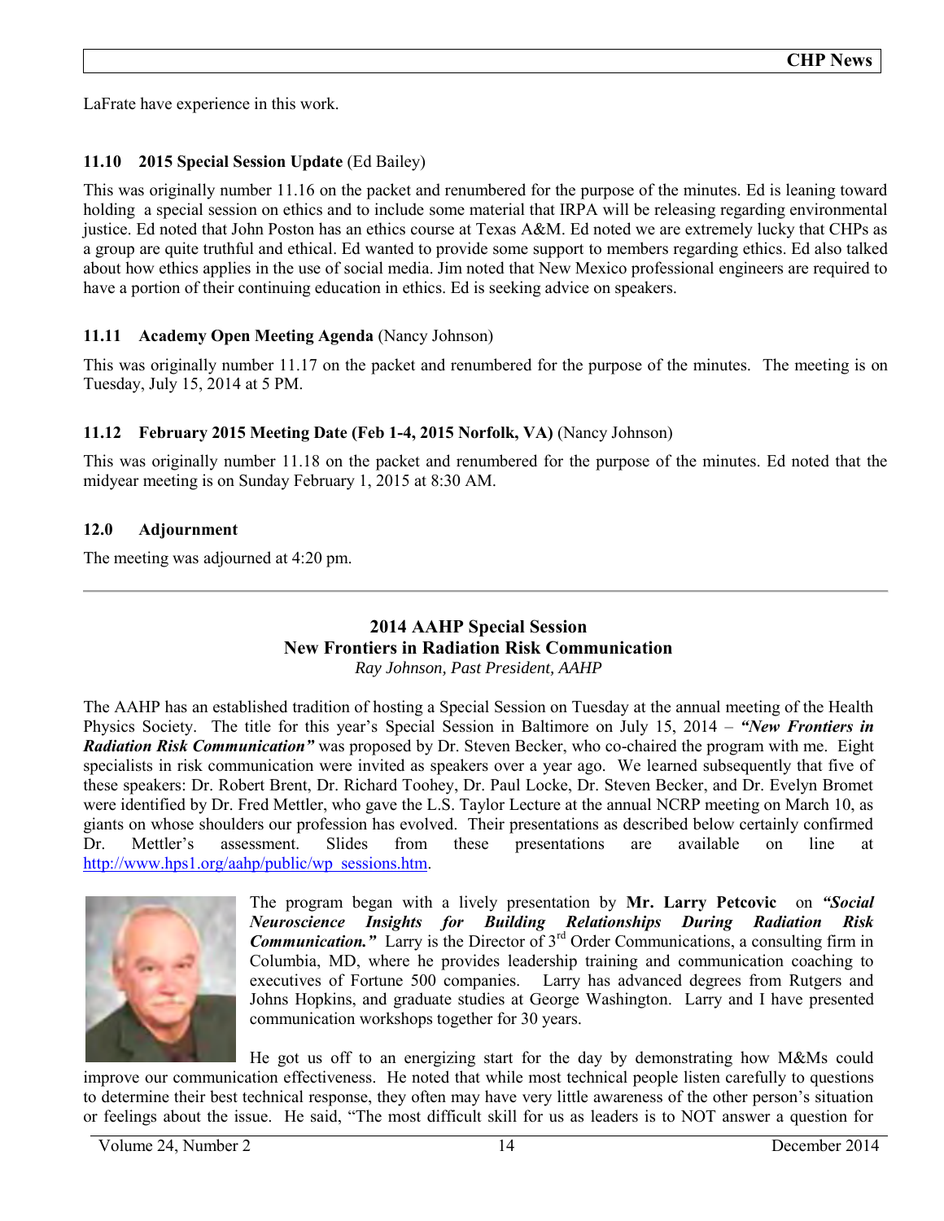LaFrate have experience in this work.

### 11.10 2015 Special Session Update (Ed Bailey)

This was originally number 11.16 on the packet and renumbered for the purpose of the minutes. Ed is leaning toward holding a special session on ethics and to include some material that IRPA will be releasing regarding environmental justice. Ed noted that John Poston has an ethics course at Texas A&M. Ed noted we are extremely lucky that CHPs as a group are quite truthful and ethical. Ed wanted to provide some support to members regarding ethics. Ed also talked about how ethics applies in the use of social media. Jim noted that New Mexico professional engineers are required to have a portion of their continuing education in ethics. Ed is seeking advice on speakers.

### 11.11 Academy Open Meeting Agenda (Nancy Johnson)

This was originally number 11.17 on the packet and renumbered for the purpose of the minutes. The meeting is on Tuesday, July 15, 2014 at 5 PM.

### 11.12 February 2015 Meeting Date (Feb 1-4, 2015 Norfolk, VA) (Nancy Johnson)

This was originally number 11.18 on the packet and renumbered for the purpose of the minutes. Ed noted that the midyear meeting is on Sunday February 1, 2015 at 8:30 AM.

### 12.0 Adjournment

The meeting was adjourned at 4:20 pm.

---

## 2014 AAHP Special Session
## New Frontiers in Radiation Risk Communication

*Ray Johnson, Past President, AAHP*

The AAHP has an established tradition of hosting a Special Session on Tuesday at the annual meeting of the Health Physics Society. The title for this year's Special Session in Baltimore on July 15, 2014 – ***"New Frontiers in Radiation Risk Communication"*** was proposed by Dr. Steven Becker, who co-chaired the program with me. Eight specialists in risk communication were invited as speakers over a year ago. We learned subsequently that five of these speakers: Dr. Robert Brent, Dr. Richard Toohey, Dr. Paul Locke, Dr. Steven Becker, and Dr. Evelyn Bromet were identified by Dr. Fred Mettler, who gave the L.S. Taylor Lecture at the annual NCRP meeting on March 10, as giants on whose shoulders our profession has evolved. Their presentations as described below certainly confirmed Dr. Mettler's assessment. Slides from these presentations are available on line at http://www.hps1.org/aahp/public/wp_sessions.htm.

The program began with a lively presentation by **Mr. Larry Petcovic** on ***"Social Neuroscience Insights for Building Relationships During Radiation Risk Communication."*** Larry is the Director of 3rd Order Communications, a consulting firm in Columbia, MD, where he provides leadership training and communication coaching to executives of Fortune 500 companies. Larry has advanced degrees from Rutgers and Johns Hopkins, and graduate studies at George Washington. Larry and I have presented communication workshops together for 30 years.

He got us off to an energizing start for the day by demonstrating how M&Ms could improve our communication effectiveness. He noted that while most technical people listen carefully to questions to determine their best technical response, they often may have very little awareness of the other person's situation or feelings about the issue. He said, "The most difficult skill for us as leaders is to NOT answer a question for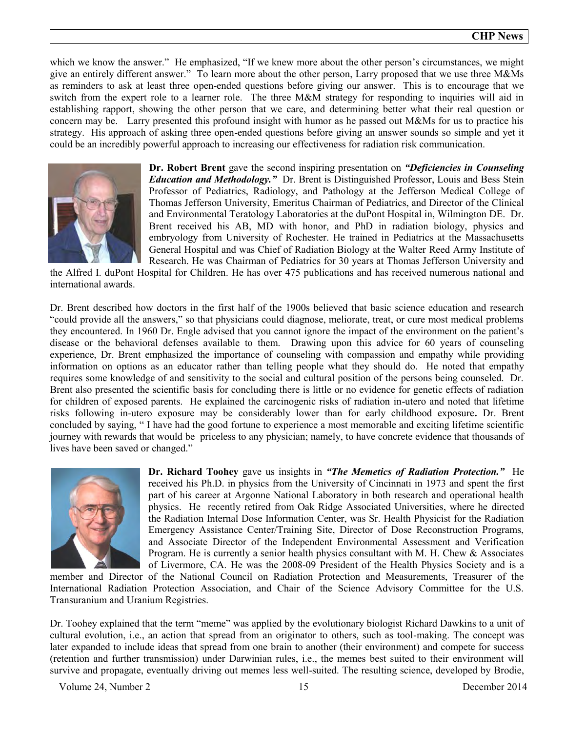which we know the answer." He emphasized, "If we knew more about the other person's circumstances, we might give an entirely different answer." To learn more about the other person, Larry proposed that we use three M&Ms as reminders to ask at least three open-ended questions before giving our answer. This is to encourage that we switch from the expert role to a learner role. The three M&M strategy for responding to inquiries will aid in establishing rapport, showing the other person that we care, and determining better what their real question or concern may be. Larry presented this profound insight with humor as he passed out M&Ms for us to practice his strategy. His approach of asking three open-ended questions before giving an answer sounds so simple and yet it could be an incredibly powerful approach to increasing our effectiveness for radiation risk communication.

**Dr. Robert Brent** gave the second inspiring presentation on ***"Deficiencies in Counseling Education and Methodology."*** Dr. Brent is Distinguished Professor, Louis and Bess Stein Professor of Pediatrics, Radiology, and Pathology at the Jefferson Medical College of Thomas Jefferson University, Emeritus Chairman of Pediatrics, and Director of the Clinical and Environmental Teratology Laboratories at the duPont Hospital in, Wilmington DE. Dr. Brent received his AB, MD with honor, and PhD in radiation biology, physics and embryology from University of Rochester. He trained in Pediatrics at the Massachusetts General Hospital and was Chief of Radiation Biology at the Walter Reed Army Institute of Research. He was Chairman of Pediatrics for 30 years at Thomas Jefferson University and the Alfred I. duPont Hospital for Children. He has over 475 publications and has received numerous national and international awards.

Dr. Brent described how doctors in the first half of the 1900s believed that basic science education and research "could provide all the answers," so that physicians could diagnose, meliorate, treat, or cure most medical problems they encountered. In 1960 Dr. Engle advised that you cannot ignore the impact of the environment on the patient's disease or the behavioral defenses available to them. Drawing upon this advice for 60 years of counseling experience, Dr. Brent emphasized the importance of counseling with compassion and empathy while providing information on options as an educator rather than telling people what they should do. He noted that empathy requires some knowledge of and sensitivity to the social and cultural position of the persons being counseled. Dr. Brent also presented the scientific basis for concluding there is little or no evidence for genetic effects of radiation for children of exposed parents. He explained the carcinogenic risks of radiation in-utero and noted that lifetime risks following in-utero exposure may be considerably lower than for early childhood exposure**.** Dr. Brent concluded by saying, " I have had the good fortune to experience a most memorable and exciting lifetime scientific journey with rewards that would be priceless to any physician; namely, to have concrete evidence that thousands of lives have been saved or changed."

**Dr. Richard Toohey** gave us insights in ***"The Memetics of Radiation Protection."*** He received his Ph.D. in physics from the University of Cincinnati in 1973 and spent the first part of his career at Argonne National Laboratory in both research and operational health physics. He recently retired from Oak Ridge Associated Universities, where he directed the Radiation Internal Dose Information Center, was Sr. Health Physicist for the Radiation Emergency Assistance Center/Training Site, Director of Dose Reconstruction Programs, and Associate Director of the Independent Environmental Assessment and Verification Program. He is currently a senior health physics consultant with M. H. Chew & Associates of Livermore, CA. He was the 2008-09 President of the Health Physics Society and is a member and Director of the National Council on Radiation Protection and Measurements, Treasurer of the International Radiation Protection Association, and Chair of the Science Advisory Committee for the U.S. Transuranium and Uranium Registries.

Dr. Toohey explained that the term "meme" was applied by the evolutionary biologist Richard Dawkins to a unit of cultural evolution, i.e., an action that spread from an originator to others, such as tool-making. The concept was later expanded to include ideas that spread from one brain to another (their environment) and compete for success (retention and further transmission) under Darwinian rules, i.e., the memes best suited to their environment will survive and propagate, eventually driving out memes less well-suited. The resulting science, developed by Brodie,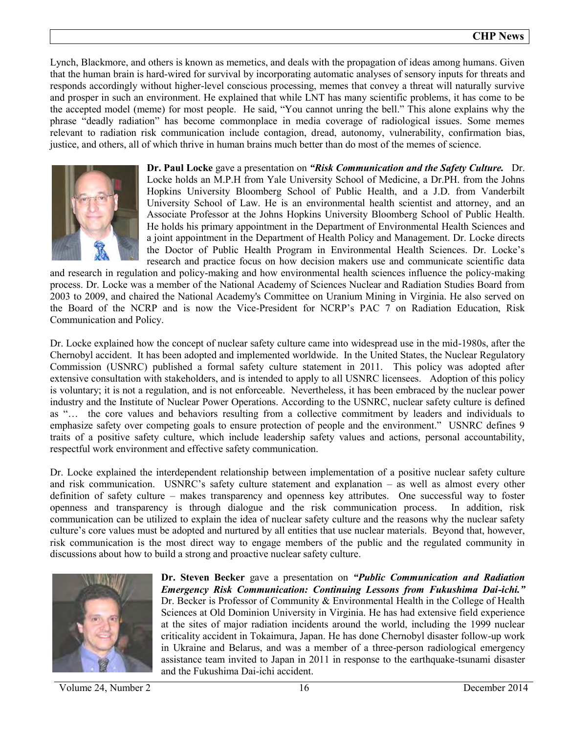Lynch, Blackmore, and others is known as memetics, and deals with the propagation of ideas among humans. Given that the human brain is hard-wired for survival by incorporating automatic analyses of sensory inputs for threats and responds accordingly without higher-level conscious processing, memes that convey a threat will naturally survive and prosper in such an environment. He explained that while LNT has many scientific problems, it has come to be the accepted model (meme) for most people. He said, "You cannot unring the bell." This alone explains why the phrase "deadly radiation" has become commonplace in media coverage of radiological issues. Some memes relevant to radiation risk communication include contagion, dread, autonomy, vulnerability, confirmation bias, justice, and others, all of which thrive in human brains much better than do most of the memes of science.

**Dr. Paul Locke** gave a presentation on ***"Risk Communication and the Safety Culture.*** Dr. Locke holds an M.P.H from Yale University School of Medicine, a Dr.PH. from the Johns Hopkins University Bloomberg School of Public Health, and a J.D. from Vanderbilt University School of Law. He is an environmental health scientist and attorney, and an Associate Professor at the Johns Hopkins University Bloomberg School of Public Health. He holds his primary appointment in the Department of Environmental Health Sciences and a joint appointment in the Department of Health Policy and Management. Dr. Locke directs the Doctor of Public Health Program in Environmental Health Sciences. Dr. Locke's research and practice focus on how decision makers use and communicate scientific data and research in regulation and policy-making and how environmental health sciences influence the policy-making process. Dr. Locke was a member of the National Academy of Sciences Nuclear and Radiation Studies Board from 2003 to 2009, and chaired the National Academy's Committee on Uranium Mining in Virginia. He also served on the Board of the NCRP and is now the Vice-President for NCRP's PAC 7 on Radiation Education, Risk Communication and Policy.

Dr. Locke explained how the concept of nuclear safety culture came into widespread use in the mid-1980s, after the Chernobyl accident. It has been adopted and implemented worldwide. In the United States, the Nuclear Regulatory Commission (USNRC) published a formal safety culture statement in 2011. This policy was adopted after extensive consultation with stakeholders, and is intended to apply to all USNRC licensees. Adoption of this policy is voluntary; it is not a regulation, and is not enforceable. Nevertheless, it has been embraced by the nuclear power industry and the Institute of Nuclear Power Operations. According to the USNRC, nuclear safety culture is defined as "… the core values and behaviors resulting from a collective commitment by leaders and individuals to emphasize safety over competing goals to ensure protection of people and the environment." USNRC defines 9 traits of a positive safety culture, which include leadership safety values and actions, personal accountability, respectful work environment and effective safety communication.

Dr. Locke explained the interdependent relationship between implementation of a positive nuclear safety culture and risk communication. USNRC's safety culture statement and explanation – as well as almost every other definition of safety culture – makes transparency and openness key attributes. One successful way to foster openness and transparency is through dialogue and the risk communication process. In addition, risk communication can be utilized to explain the idea of nuclear safety culture and the reasons why the nuclear safety culture's core values must be adopted and nurtured by all entities that use nuclear materials. Beyond that, however, risk communication is the most direct way to engage members of the public and the regulated community in discussions about how to build a strong and proactive nuclear safety culture.

**Dr. Steven Becker** gave a presentation on ***"Public Communication and Radiation Emergency Risk Communication: Continuing Lessons from Fukushima Dai-ichi."*** Dr. Becker is Professor of Community & Environmental Health in the College of Health Sciences at Old Dominion University in Virginia. He has had extensive field experience at the sites of major radiation incidents around the world, including the 1999 nuclear criticality accident in Tokaimura, Japan. He has done Chernobyl disaster follow-up work in Ukraine and Belarus, and was a member of a three-person radiological emergency assistance team invited to Japan in 2011 in response to the earthquake-tsunami disaster and the Fukushima Dai-ichi accident.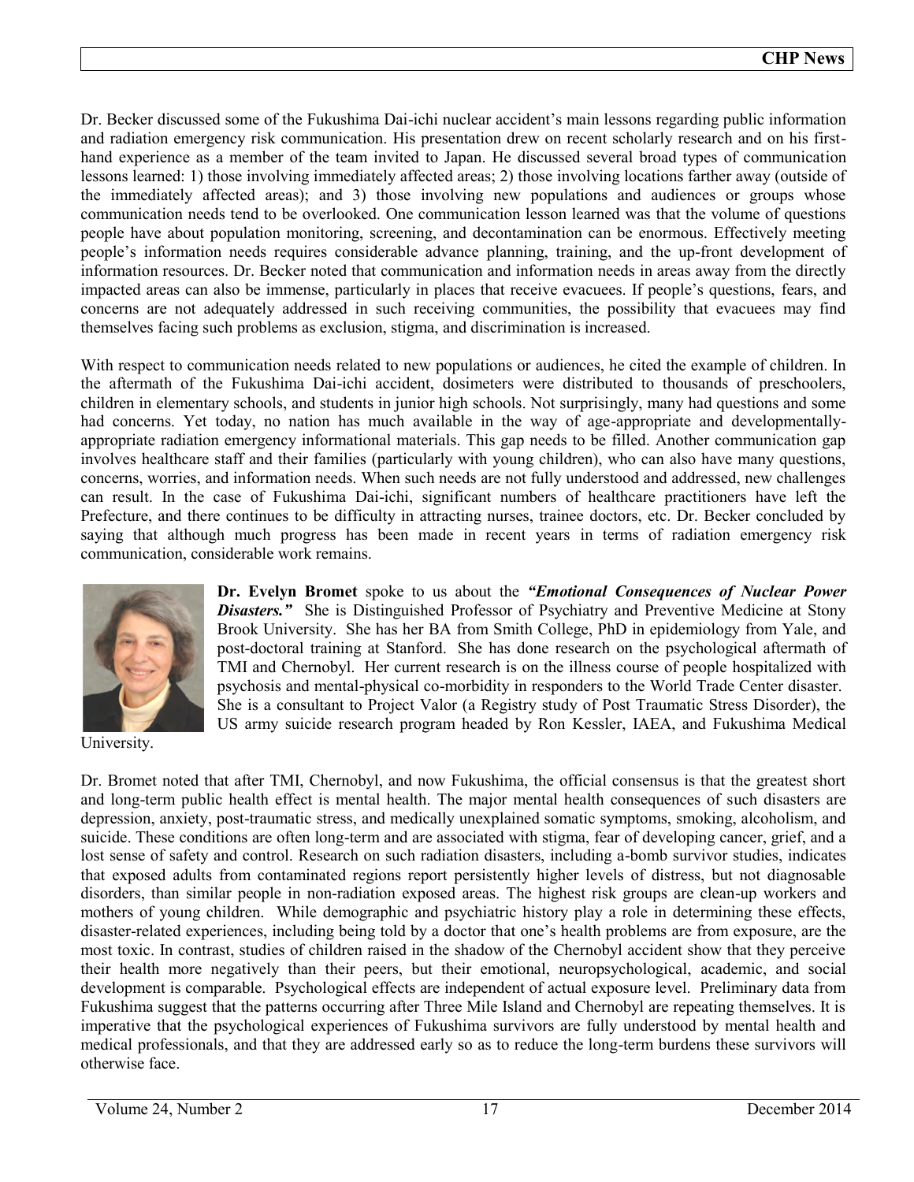Dr. Becker discussed some of the Fukushima Dai-ichi nuclear accident's main lessons regarding public information and radiation emergency risk communication. His presentation drew on recent scholarly research and on his first-hand experience as a member of the team invited to Japan. He discussed several broad types of communication lessons learned: 1) those involving immediately affected areas; 2) those involving locations farther away (outside of the immediately affected areas); and 3) those involving new populations and audiences or groups whose communication needs tend to be overlooked. One communication lesson learned was that the volume of questions people have about population monitoring, screening, and decontamination can be enormous. Effectively meeting people's information needs requires considerable advance planning, training, and the up-front development of information resources. Dr. Becker noted that communication and information needs in areas away from the directly impacted areas can also be immense, particularly in places that receive evacuees. If people's questions, fears, and concerns are not adequately addressed in such receiving communities, the possibility that evacuees may find themselves facing such problems as exclusion, stigma, and discrimination is increased.

With respect to communication needs related to new populations or audiences, he cited the example of children. In the aftermath of the Fukushima Dai-ichi accident, dosimeters were distributed to thousands of preschoolers, children in elementary schools, and students in junior high schools. Not surprisingly, many had questions and some had concerns. Yet today, no nation has much available in the way of age-appropriate and developmentally-appropriate radiation emergency informational materials. This gap needs to be filled. Another communication gap involves healthcare staff and their families (particularly with young children), who can also have many questions, concerns, worries, and information needs. When such needs are not fully understood and addressed, new challenges can result. In the case of Fukushima Dai-ichi, significant numbers of healthcare practitioners have left the Prefecture, and there continues to be difficulty in attracting nurses, trainee doctors, etc. Dr. Becker concluded by saying that although much progress has been made in recent years in terms of radiation emergency risk communication, considerable work remains.

**Dr. Evelyn Bromet** spoke to us about the ***"Emotional Consequences of Nuclear Power Disasters."*** She is Distinguished Professor of Psychiatry and Preventive Medicine at Stony Brook University. She has her BA from Smith College, PhD in epidemiology from Yale, and post-doctoral training at Stanford. She has done research on the psychological aftermath of TMI and Chernobyl. Her current research is on the illness course of people hospitalized with psychosis and mental-physical co-morbidity in responders to the World Trade Center disaster. She is a consultant to Project Valor (a Registry study of Post Traumatic Stress Disorder), the US army suicide research program headed by Ron Kessler, IAEA, and Fukushima Medical University.

Dr. Bromet noted that after TMI, Chernobyl, and now Fukushima, the official consensus is that the greatest short and long-term public health effect is mental health. The major mental health consequences of such disasters are depression, anxiety, post-traumatic stress, and medically unexplained somatic symptoms, smoking, alcoholism, and suicide. These conditions are often long-term and are associated with stigma, fear of developing cancer, grief, and a lost sense of safety and control. Research on such radiation disasters, including a-bomb survivor studies, indicates that exposed adults from contaminated regions report persistently higher levels of distress, but not diagnosable disorders, than similar people in non-radiation exposed areas. The highest risk groups are clean-up workers and mothers of young children. While demographic and psychiatric history play a role in determining these effects, disaster-related experiences, including being told by a doctor that one's health problems are from exposure, are the most toxic. In contrast, studies of children raised in the shadow of the Chernobyl accident show that they perceive their health more negatively than their peers, but their emotional, neuropsychological, academic, and social development is comparable. Psychological effects are independent of actual exposure level. Preliminary data from Fukushima suggest that the patterns occurring after Three Mile Island and Chernobyl are repeating themselves. It is imperative that the psychological experiences of Fukushima survivors are fully understood by mental health and medical professionals, and that they are addressed early so as to reduce the long-term burdens these survivors will otherwise face.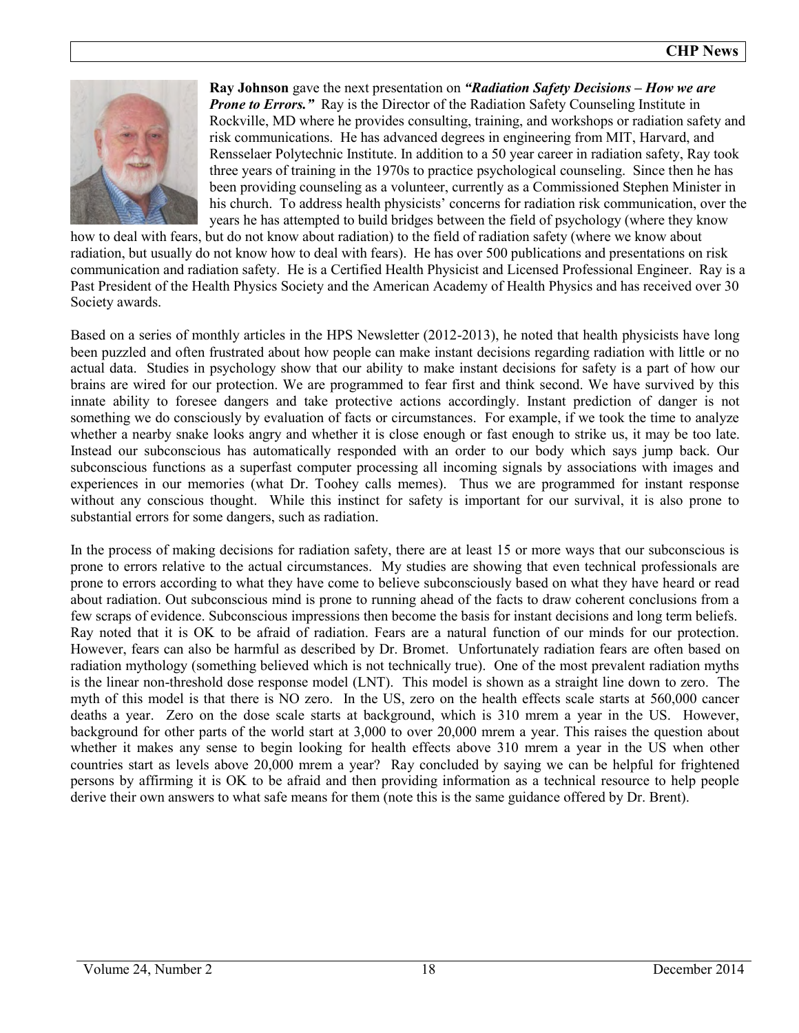**Ray Johnson** gave the next presentation on ***"Radiation Safety Decisions – How we are Prone to Errors."*** Ray is the Director of the Radiation Safety Counseling Institute in Rockville, MD where he provides consulting, training, and workshops or radiation safety and risk communications. He has advanced degrees in engineering from MIT, Harvard, and Rensselaer Polytechnic Institute. In addition to a 50 year career in radiation safety, Ray took three years of training in the 1970s to practice psychological counseling. Since then he has been providing counseling as a volunteer, currently as a Commissioned Stephen Minister in his church. To address health physicists' concerns for radiation risk communication, over the years he has attempted to build bridges between the field of psychology (where they know how to deal with fears, but do not know about radiation) to the field of radiation safety (where we know about radiation, but usually do not know how to deal with fears). He has over 500 publications and presentations on risk communication and radiation safety. He is a Certified Health Physicist and Licensed Professional Engineer. Ray is a Past President of the Health Physics Society and the American Academy of Health Physics and has received over 30 Society awards.

Based on a series of monthly articles in the HPS Newsletter (2012-2013), he noted that health physicists have long been puzzled and often frustrated about how people can make instant decisions regarding radiation with little or no actual data. Studies in psychology show that our ability to make instant decisions for safety is a part of how our brains are wired for our protection. We are programmed to fear first and think second. We have survived by this innate ability to foresee dangers and take protective actions accordingly. Instant prediction of danger is not something we do consciously by evaluation of facts or circumstances. For example, if we took the time to analyze whether a nearby snake looks angry and whether it is close enough or fast enough to strike us, it may be too late. Instead our subconscious has automatically responded with an order to our body which says jump back. Our subconscious functions as a superfast computer processing all incoming signals by associations with images and experiences in our memories (what Dr. Toohey calls memes). Thus we are programmed for instant response without any conscious thought. While this instinct for safety is important for our survival, it is also prone to substantial errors for some dangers, such as radiation.

In the process of making decisions for radiation safety, there are at least 15 or more ways that our subconscious is prone to errors relative to the actual circumstances. My studies are showing that even technical professionals are prone to errors according to what they have come to believe subconsciously based on what they have heard or read about radiation. Out subconscious mind is prone to running ahead of the facts to draw coherent conclusions from a few scraps of evidence. Subconscious impressions then become the basis for instant decisions and long term beliefs. Ray noted that it is OK to be afraid of radiation. Fears are a natural function of our minds for our protection. However, fears can also be harmful as described by Dr. Bromet. Unfortunately radiation fears are often based on radiation mythology (something believed which is not technically true). One of the most prevalent radiation myths is the linear non-threshold dose response model (LNT). This model is shown as a straight line down to zero. The myth of this model is that there is NO zero. In the US, zero on the health effects scale starts at 560,000 cancer deaths a year. Zero on the dose scale starts at background, which is 310 mrem a year in the US. However, background for other parts of the world start at 3,000 to over 20,000 mrem a year. This raises the question about whether it makes any sense to begin looking for health effects above 310 mrem a year in the US when other countries start as levels above 20,000 mrem a year? Ray concluded by saying we can be helpful for frightened persons by affirming it is OK to be afraid and then providing information as a technical resource to help people derive their own answers to what safe means for them (note this is the same guidance offered by Dr. Brent).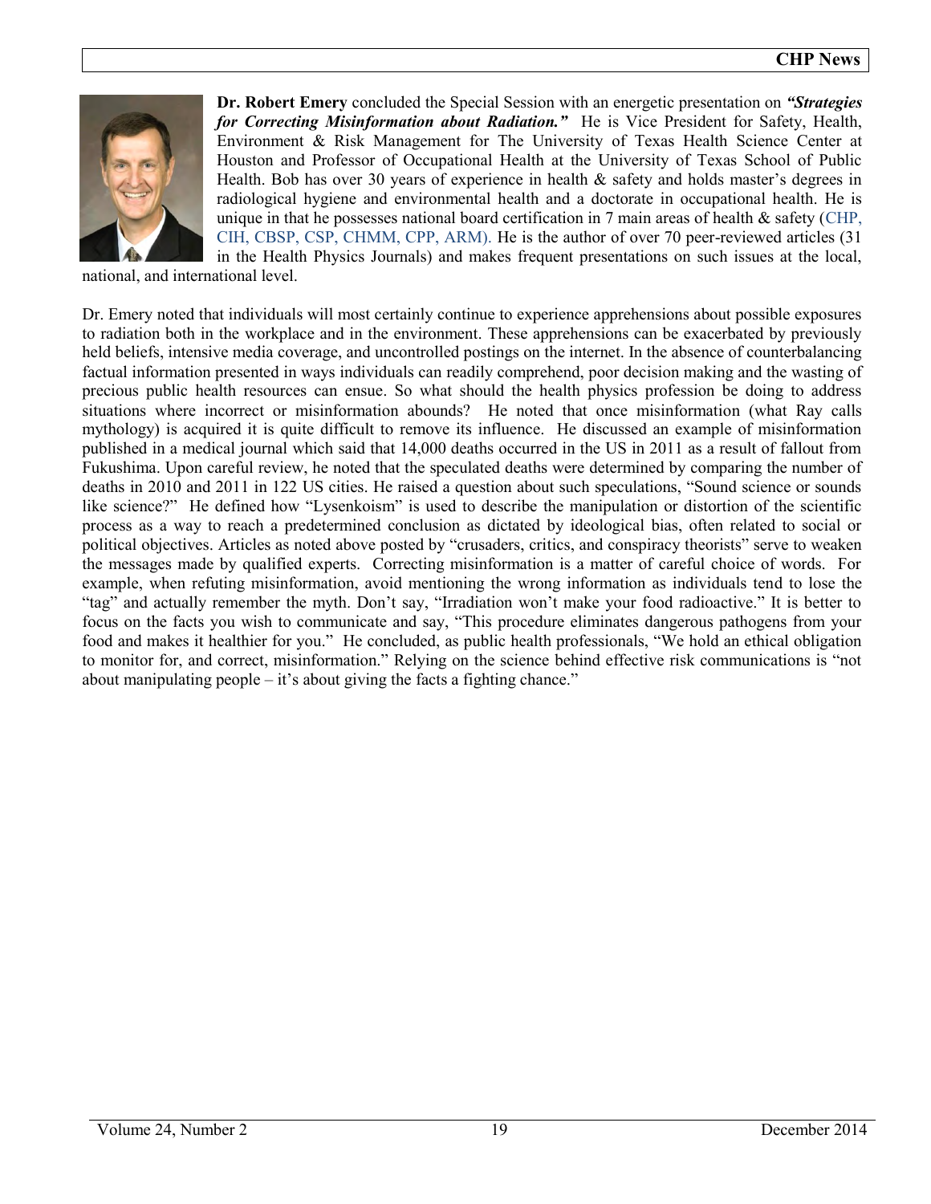**Dr. Robert Emery** concluded the Special Session with an energetic presentation on ***"Strategies for Correcting Misinformation about Radiation."*** He is Vice President for Safety, Health, Environment & Risk Management for The University of Texas Health Science Center at Houston and Professor of Occupational Health at the University of Texas School of Public Health. Bob has over 30 years of experience in health & safety and holds master's degrees in radiological hygiene and environmental health and a doctorate in occupational health. He is unique in that he possesses national board certification in 7 main areas of health & safety (CHP, CIH, CBSP, CSP, CHMM, CPP, ARM). He is the author of over 70 peer-reviewed articles (31 in the Health Physics Journals) and makes frequent presentations on such issues at the local, national, and international level.

Dr. Emery noted that individuals will most certainly continue to experience apprehensions about possible exposures to radiation both in the workplace and in the environment. These apprehensions can be exacerbated by previously held beliefs, intensive media coverage, and uncontrolled postings on the internet. In the absence of counterbalancing factual information presented in ways individuals can readily comprehend, poor decision making and the wasting of precious public health resources can ensue. So what should the health physics profession be doing to address situations where incorrect or misinformation abounds? He noted that once misinformation (what Ray calls mythology) is acquired it is quite difficult to remove its influence. He discussed an example of misinformation published in a medical journal which said that 14,000 deaths occurred in the US in 2011 as a result of fallout from Fukushima. Upon careful review, he noted that the speculated deaths were determined by comparing the number of deaths in 2010 and 2011 in 122 US cities. He raised a question about such speculations, "Sound science or sounds like science?" He defined how "Lysenkoism" is used to describe the manipulation or distortion of the scientific process as a way to reach a predetermined conclusion as dictated by ideological bias, often related to social or political objectives. Articles as noted above posted by "crusaders, critics, and conspiracy theorists" serve to weaken the messages made by qualified experts. Correcting misinformation is a matter of careful choice of words. For example, when refuting misinformation, avoid mentioning the wrong information as individuals tend to lose the "tag" and actually remember the myth. Don't say, "Irradiation won't make your food radioactive." It is better to focus on the facts you wish to communicate and say, "This procedure eliminates dangerous pathogens from your food and makes it healthier for you." He concluded, as public health professionals, "We hold an ethical obligation to monitor for, and correct, misinformation." Relying on the science behind effective risk communications is "not about manipulating people – it's about giving the facts a fighting chance."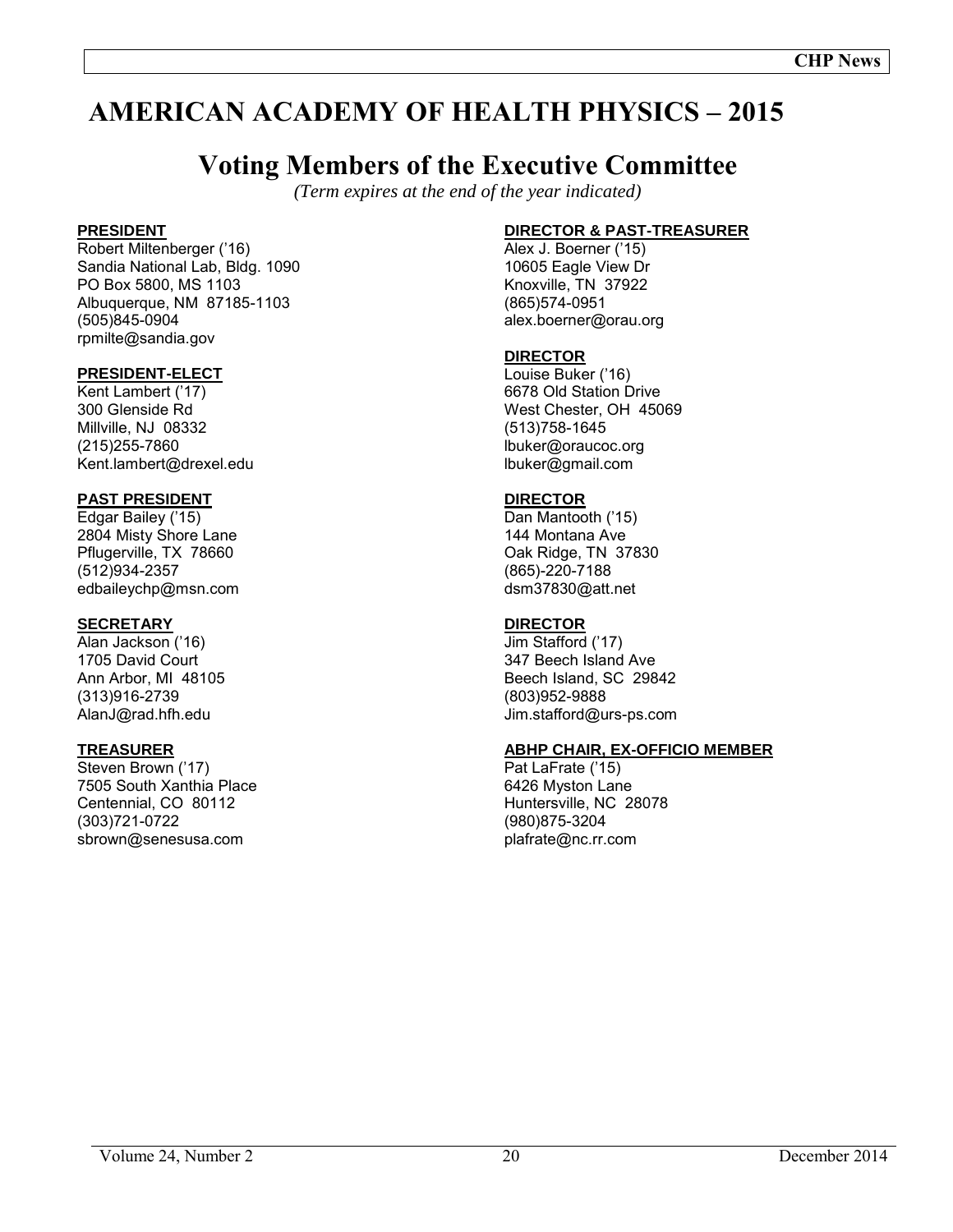# AMERICAN ACADEMY OF HEALTH PHYSICS – 2015

## Voting Members of the Executive Committee

*(Term expires at the end of the year indicated)*

**PRESIDENT**
Robert Miltenberger ('16)
Sandia National Lab, Bldg. 1090
PO Box 5800, MS 1103
Albuquerque, NM 87185-1103
(505)845-0904
rpmilte@sandia.gov

**PRESIDENT-ELECT**
Kent Lambert ('17)
300 Glenside Rd
Millville, NJ 08332
(215)255-7860
Kent.lambert@drexel.edu

**PAST PRESIDENT**
Edgar Bailey ('15)
2804 Misty Shore Lane
Pflugerville, TX 78660
(512)934-2357
edbaileychp@msn.com

**SECRETARY**
Alan Jackson ('16)
1705 David Court
Ann Arbor, MI 48105
(313)916-2739
AlanJ@rad.hfh.edu

**TREASURER**
Steven Brown ('17)
7505 South Xanthia Place
Centennial, CO 80112
(303)721-0722
sbrown@senesusa.com

**DIRECTOR & PAST-TREASURER**
Alex J. Boerner ('15)
10605 Eagle View Dr
Knoxville, TN 37922
(865)574-0951
alex.boerner@orau.org

**DIRECTOR**
Louise Buker ('16)
6678 Old Station Drive
West Chester, OH 45069
(513)758-1645
lbuker@oraucoc.org
lbuker@gmail.com

**DIRECTOR**
Dan Mantooth ('15)
144 Montana Ave
Oak Ridge, TN 37830
(865)-220-7188
dsm37830@att.net

**DIRECTOR**
Jim Stafford ('17)
347 Beech Island Ave
Beech Island, SC 29842
(803)952-9888
Jim.stafford@urs-ps.com

**ABHP CHAIR, EX-OFFICIO MEMBER**
Pat LaFrate ('15)
6426 Myston Lane
Huntersville, NC 28078
(980)875-3204
plafrate@nc.rr.com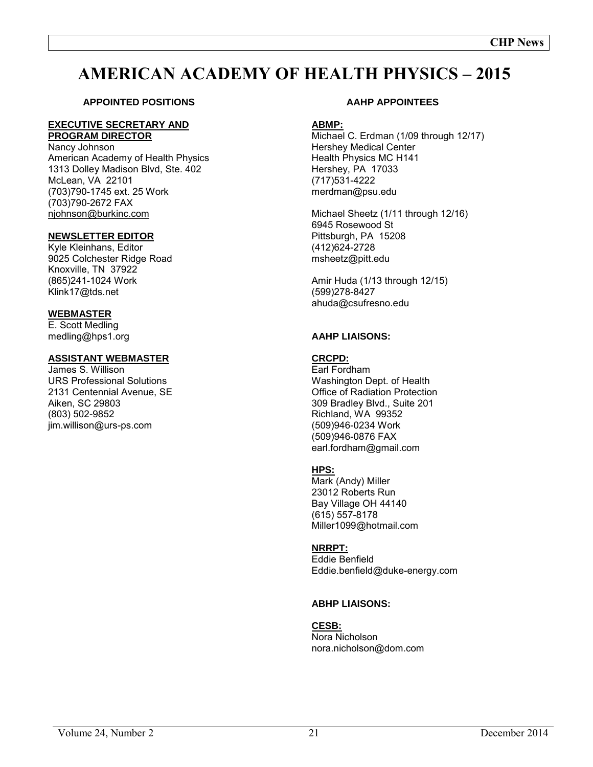# AMERICAN ACADEMY OF HEALTH PHYSICS – 2015

## APPOINTED POSITIONS

**EXECUTIVE SECRETARY AND PROGRAM DIRECTOR**

Nancy Johnson
American Academy of Health Physics
1313 Dolley Madison Blvd, Ste. 402
McLean, VA 22101
(703)790-1745 ext. 25 Work
(703)790-2672 FAX
njohnson@burkinc.com

**NEWSLETTER EDITOR**

Kyle Kleinhans, Editor
9025 Colchester Ridge Road
Knoxville, TN 37922
(865)241-1024 Work
Klink17@tds.net

**WEBMASTER**

E. Scott Medling
medling@hps1.org

**ASSISTANT WEBMASTER**

James S. Willison
URS Professional Solutions
2131 Centennial Avenue, SE
Aiken, SC 29803
(803) 502-9852
jim.willison@urs-ps.com

## AAHP APPOINTEES

**ABMP:**

Michael C. Erdman (1/09 through 12/17)
Hershey Medical Center
Health Physics MC H141
Hershey, PA 17033
(717)531-4222
merdman@psu.edu

Michael Sheetz (1/11 through 12/16)
6945 Rosewood St
Pittsburgh, PA 15208
(412)624-2728
msheetz@pitt.edu

Amir Huda (1/13 through 12/15)
(599)278-8427
ahuda@csufresno.edu

## AAHP LIAISONS:

**CRCPD:**

Earl Fordham
Washington Dept. of Health
Office of Radiation Protection
309 Bradley Blvd., Suite 201
Richland, WA 99352
(509)946-0234 Work
(509)946-0876 FAX
earl.fordham@gmail.com

**HPS:**

Mark (Andy) Miller
23012 Roberts Run
Bay Village OH 44140
(615) 557-8178
Miller1099@hotmail.com

**NRRPT:**

Eddie Benfield
Eddie.benfield@duke-energy.com

## ABHP LIAISONS:

**CESB:**

Nora Nicholson
nora.nicholson@dom.com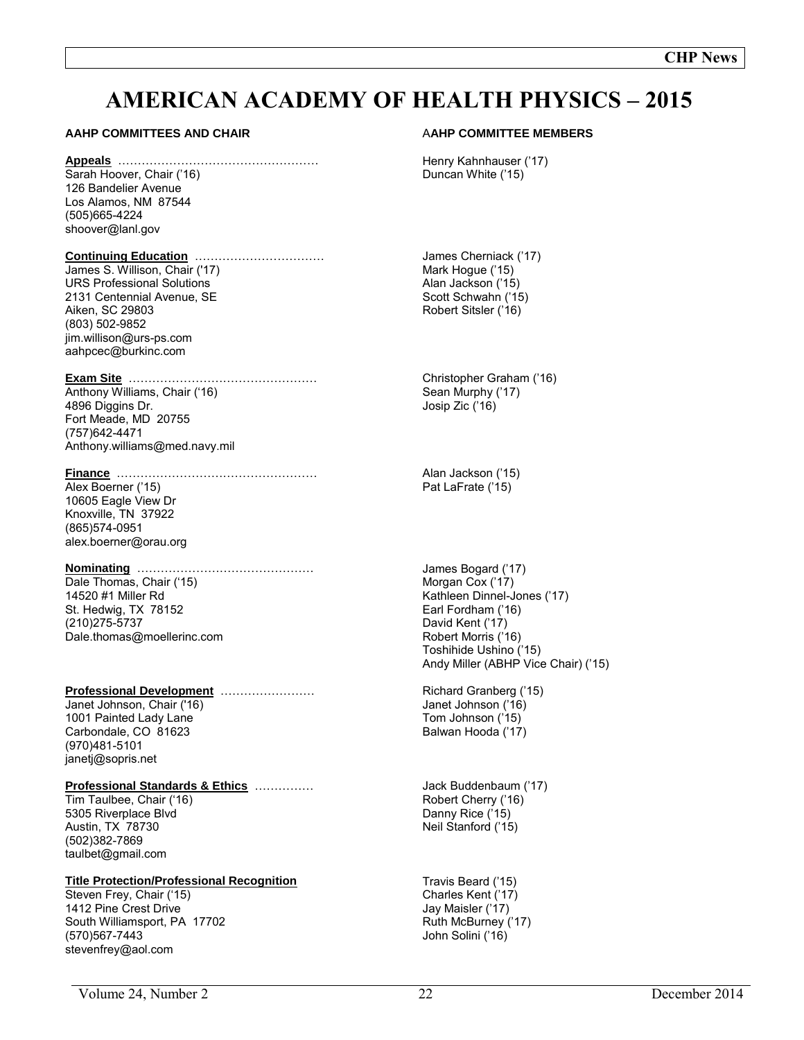# AMERICAN ACADEMY OF HEALTH PHYSICS – 2015

| AAHP COMMITTEES AND CHAIR | AAHP COMMITTEE MEMBERS |
|---|---|
| **Appeals** ……………………………………………<br>Sarah Hoover, Chair ('16)<br>126 Bandelier Avenue<br>Los Alamos, NM 87544<br>(505)665-4224<br>shoover@lanl.gov | Henry Kahnhauser ('17)<br>Duncan White ('15) |
| **Continuing Education** ……………………………<br>James S. Willison, Chair ('17)<br>URS Professional Solutions<br>2131 Centennial Avenue, SE<br>Aiken, SC 29803<br>(803) 502-9852<br>jim.willison@urs-ps.com<br>aahpcec@burkinc.com | James Cherniack ('17)<br>Mark Hogue ('15)<br>Alan Jackson ('15)<br>Scott Schwahn ('15)<br>Robert Sitsler ('16) |
| **Exam Site** …………………………………………<br>Anthony Williams, Chair ('16)<br>4896 Diggins Dr.<br>Fort Meade, MD 20755<br>(757)642-4471<br>Anthony.williams@med.navy.mil | Christopher Graham ('16)<br>Sean Murphy ('17)<br>Josip Zic ('16) |
| **Finance** ……………………………………………<br>Alex Boerner ('15)<br>10605 Eagle View Dr<br>Knoxville, TN 37922<br>(865)574-0951<br>alex.boerner@orau.org | Alan Jackson ('15)<br>Pat LaFrate ('15) |
| **Nominating** ………………………………………<br>Dale Thomas, Chair ('15)<br>14520 #1 Miller Rd<br>St. Hedwig, TX 78152<br>(210)275-5737<br>Dale.thomas@moellerinc.com | James Bogard ('17)<br>Morgan Cox ('17)<br>Kathleen Dinnel-Jones ('17)<br>Earl Fordham ('16)<br>David Kent ('17)<br>Robert Morris ('16)<br>Toshihide Ushino ('15)<br>Andy Miller (ABHP Vice Chair) ('15) |
| **Professional Development** ……………………<br>Janet Johnson, Chair ('16)<br>1001 Painted Lady Lane<br>Carbondale, CO 81623<br>(970)481-5101<br>janetj@sopris.net | Richard Granberg ('15)<br>Janet Johnson ('16)<br>Tom Johnson ('15)<br>Balwan Hooda ('17) |
| **Professional Standards & Ethics** ……………<br>Tim Taulbee, Chair ('16)<br>5305 Riverplace Blvd<br>Austin, TX 78730<br>(502)382-7869<br>taulbet@gmail.com | Jack Buddenbaum ('17)<br>Robert Cherry ('16)<br>Danny Rice ('15)<br>Neil Stanford ('15) |
| **Title Protection/Professional Recognition**<br>Steven Frey, Chair ('15)<br>1412 Pine Crest Drive<br>South Williamsport, PA 17702<br>(570)567-7443<br>stevenfrey@aol.com | Travis Beard ('15)<br>Charles Kent ('17)<br>Jay Maisler ('17)<br>Ruth McBurney ('17)<br>John Solini ('16) |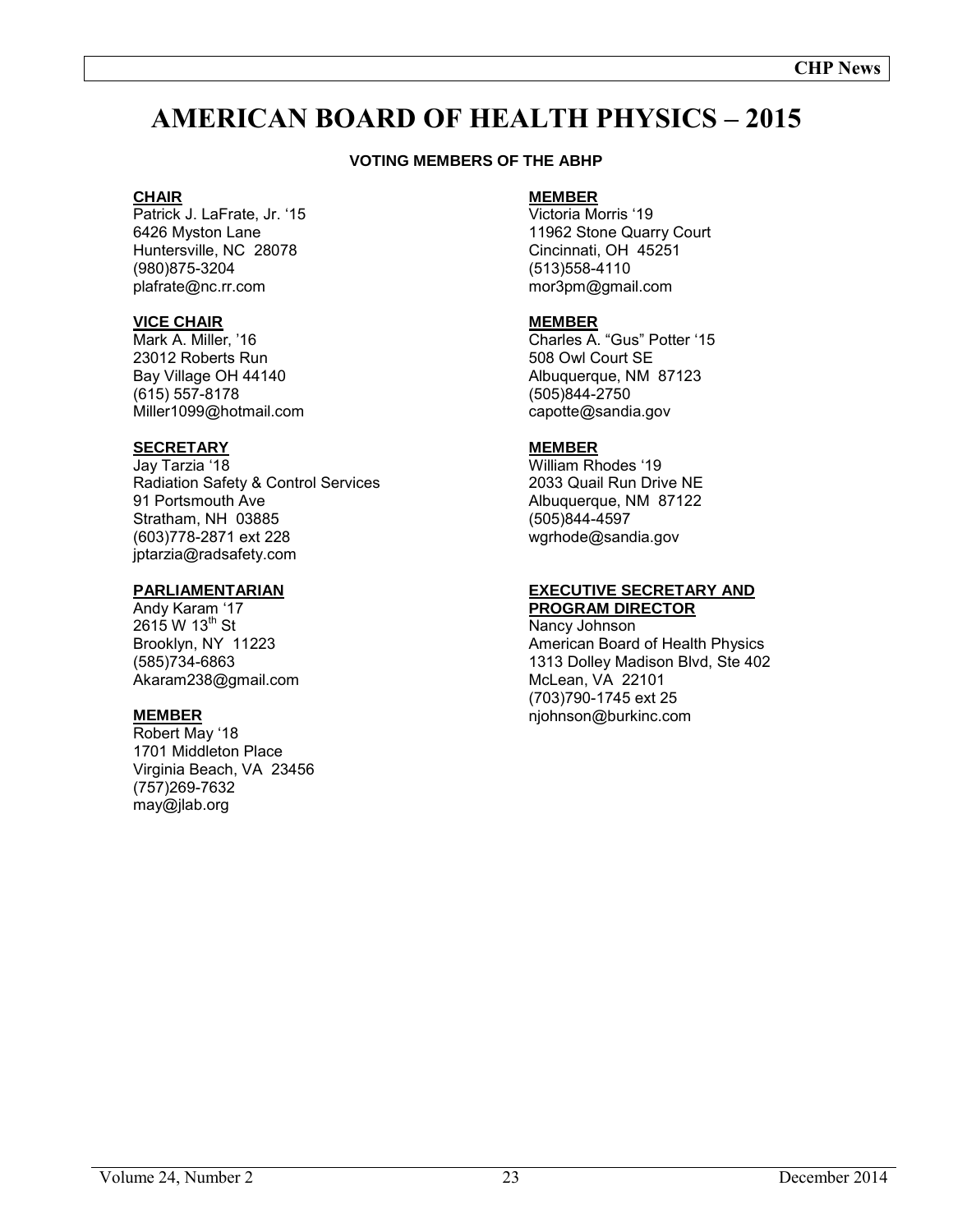# AMERICAN BOARD OF HEALTH PHYSICS – 2015

**VOTING MEMBERS OF THE ABHP**

**CHAIR**
Patrick J. LaFrate, Jr. '15
6426 Myston Lane
Huntersville, NC 28078
(980)875-3204
plafrate@nc.rr.com

**VICE CHAIR**
Mark A. Miller, '16
23012 Roberts Run
Bay Village OH 44140
(615) 557-8178
Miller1099@hotmail.com

**SECRETARY**
Jay Tarzia '18
Radiation Safety & Control Services
91 Portsmouth Ave
Stratham, NH 03885
(603)778-2871 ext 228
jptarzia@radsafety.com

**PARLIAMENTARIAN**
Andy Karam '17
2615 W 13th St
Brooklyn, NY 11223
(585)734-6863
Akaram238@gmail.com

**MEMBER**
Robert May '18
1701 Middleton Place
Virginia Beach, VA 23456
(757)269-7632
may@jlab.org

**MEMBER**
Victoria Morris '19
11962 Stone Quarry Court
Cincinnati, OH 45251
(513)558-4110
mor3pm@gmail.com

**MEMBER**
Charles A. "Gus" Potter '15
508 Owl Court SE
Albuquerque, NM 87123
(505)844-2750
capotte@sandia.gov

**MEMBER**
William Rhodes '19
2033 Quail Run Drive NE
Albuquerque, NM 87122
(505)844-4597
wgrhode@sandia.gov

**EXECUTIVE SECRETARY AND PROGRAM DIRECTOR**
Nancy Johnson
American Board of Health Physics
1313 Dolley Madison Blvd, Ste 402
McLean, VA 22101
(703)790-1745 ext 25
njohnson@burkinc.com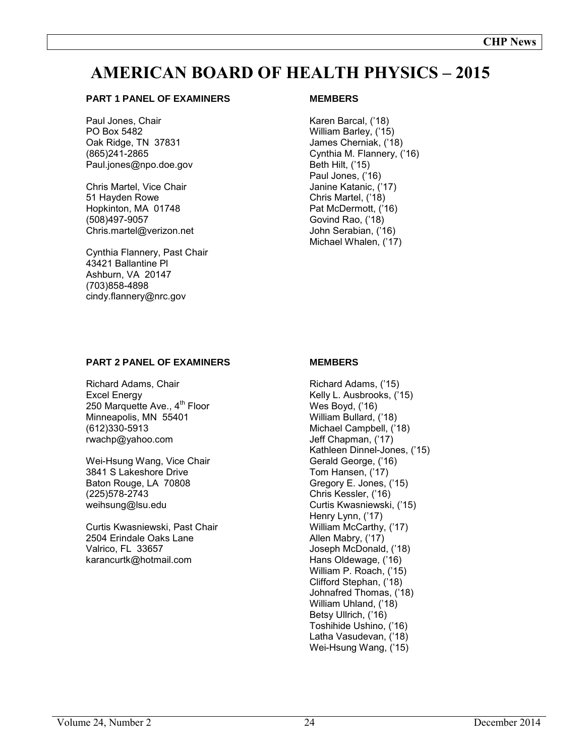# AMERICAN BOARD OF HEALTH PHYSICS – 2015

### PART 1 PANEL OF EXAMINERS

Paul Jones, Chair
PO Box 5482
Oak Ridge, TN 37831
(865)241-2865
Paul.jones@npo.doe.gov

Chris Martel, Vice Chair
51 Hayden Rowe
Hopkinton, MA 01748
(508)497-9057
Chris.martel@verizon.net

Cynthia Flannery, Past Chair
43421 Ballantine Pl
Ashburn, VA 20147
(703)858-4898
cindy.flannery@nrc.gov

### MEMBERS

Karen Barcal, ('18)
William Barley, ('15)
James Cherniak, ('18)
Cynthia M. Flannery, ('16)
Beth Hilt, ('15)
Paul Jones, ('16)
Janine Katanic, ('17)
Chris Martel, ('18)
Pat McDermott, ('16)
Govind Rao, ('18)
John Serabian, ('16)
Michael Whalen, ('17)

### PART 2 PANEL OF EXAMINERS

Richard Adams, Chair
Excel Energy
250 Marquette Ave., 4th Floor
Minneapolis, MN 55401
(612)330-5913
rwachp@yahoo.com

Wei-Hsung Wang, Vice Chair
3841 S Lakeshore Drive
Baton Rouge, LA 70808
(225)578-2743
weihsung@lsu.edu

Curtis Kwasniewski, Past Chair
2504 Erindale Oaks Lane
Valrico, FL 33657
karancurtk@hotmail.com

### MEMBERS

Richard Adams, ('15)
Kelly L. Ausbrooks, ('15)
Wes Boyd, ('16)
William Bullard, ('18)
Michael Campbell, ('18)
Jeff Chapman, ('17)
Kathleen Dinnel-Jones, ('15)
Gerald George, ('16)
Tom Hansen, ('17)
Gregory E. Jones, ('15)
Chris Kessler, ('16)
Curtis Kwasniewski, ('15)
Henry Lynn, ('17)
William McCarthy, ('17)
Allen Mabry, ('17)
Joseph McDonald, ('18)
Hans Oldewage, ('16)
William P. Roach, ('15)
Clifford Stephan, ('18)
Johnafred Thomas, ('18)
William Uhland, ('18)
Betsy Ullrich, ('16)
Toshihide Ushino, ('16)
Latha Vasudevan, ('18)
Wei-Hsung Wang, ('15)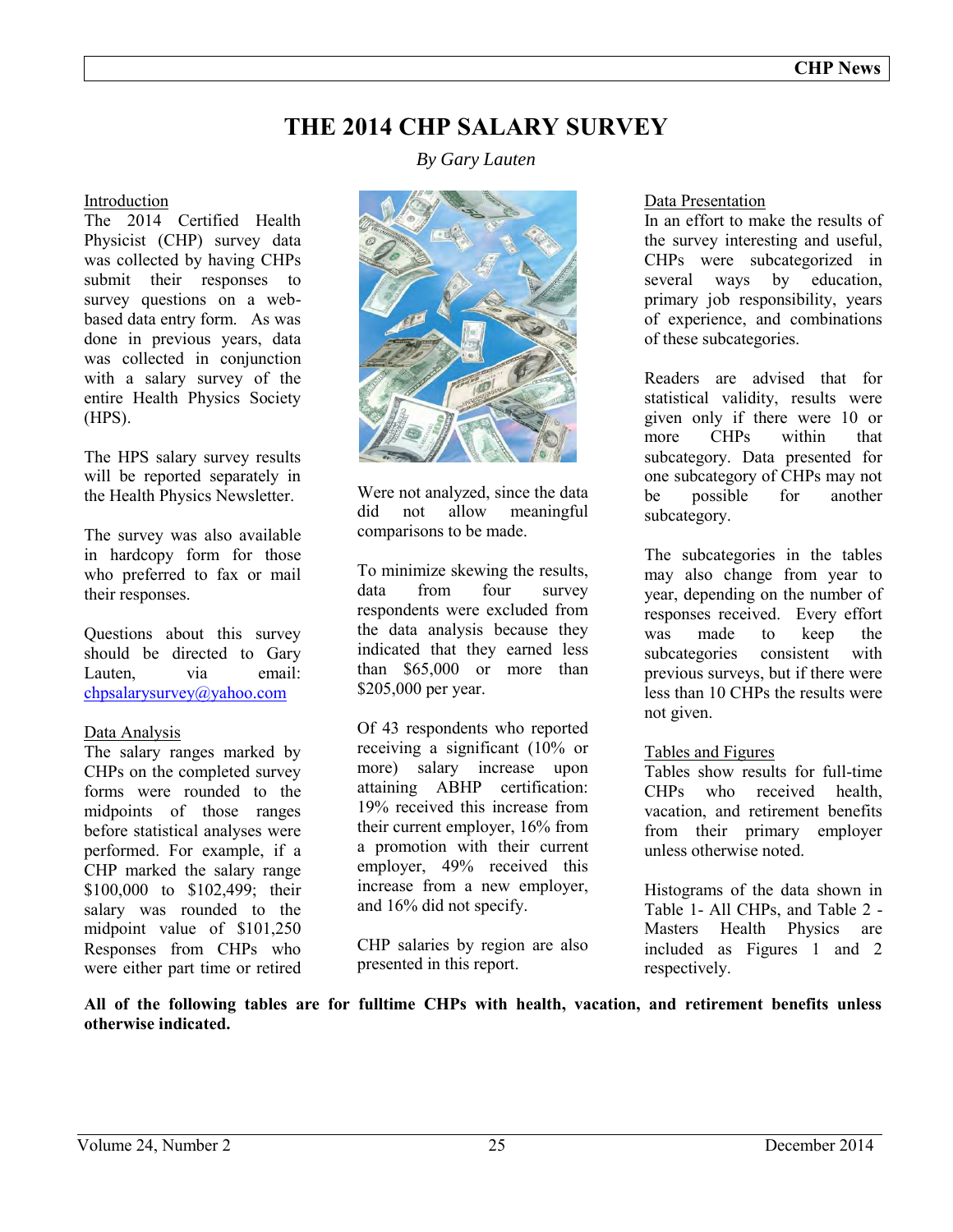# THE 2014 CHP SALARY SURVEY

*By Gary Lauten*

Introduction

The 2014 Certified Health Physicist (CHP) survey data was collected by having CHPs submit their responses to survey questions on a web-based data entry form. As was done in previous years, data was collected in conjunction with a salary survey of the entire Health Physics Society (HPS).

The HPS salary survey results will be reported separately in the Health Physics Newsletter.

The survey was also available in hardcopy form for those who preferred to fax or mail their responses.

Questions about this survey should be directed to Gary Lauten, via email: chpsalarysurvey@yahoo.com

Data Analysis

The salary ranges marked by CHPs on the completed survey forms were rounded to the midpoints of those ranges before statistical analyses were performed. For example, if a CHP marked the salary range $100,000 to $102,499; their salary was rounded to the midpoint value of $101,250 Responses from CHPs who were either part time or retired were not analyzed, since the data did not allow meaningful comparisons to be made.

To minimize skewing the results, data from four survey respondents were excluded from the data analysis because they indicated that they earned less than $65,000 or more than $205,000 per year.

Of 43 respondents who reported receiving a significant (10% or more) salary increase upon attaining ABHP certification: 19% received this increase from their current employer, 16% from a promotion with their current employer, 49% received this increase from a new employer, and 16% did not specify.

CHP salaries by region are also presented in this report.

Data Presentation

In an effort to make the results of the survey interesting and useful, CHPs were subcategorized in several ways by education, primary job responsibility, years of experience, and combinations of these subcategories.

Readers are advised that for statistical validity, results were given only if there were 10 or more CHPs within that subcategory. Data presented for one subcategory of CHPs may not be possible for another subcategory.

The subcategories in the tables may also change from year to year, depending on the number of responses received. Every effort was made to keep the subcategories consistent with previous surveys, but if there were less than 10 CHPs the results were not given.

Tables and Figures

Tables show results for full-time CHPs who received health, vacation, and retirement benefits from their primary employer unless otherwise noted.

Histograms of the data shown in Table 1- All CHPs, and Table 2 - Masters Health Physics are included as Figures 1 and 2 respectively.

**All of the following tables are for fulltime CHPs with health, vacation, and retirement benefits unless otherwise indicated.**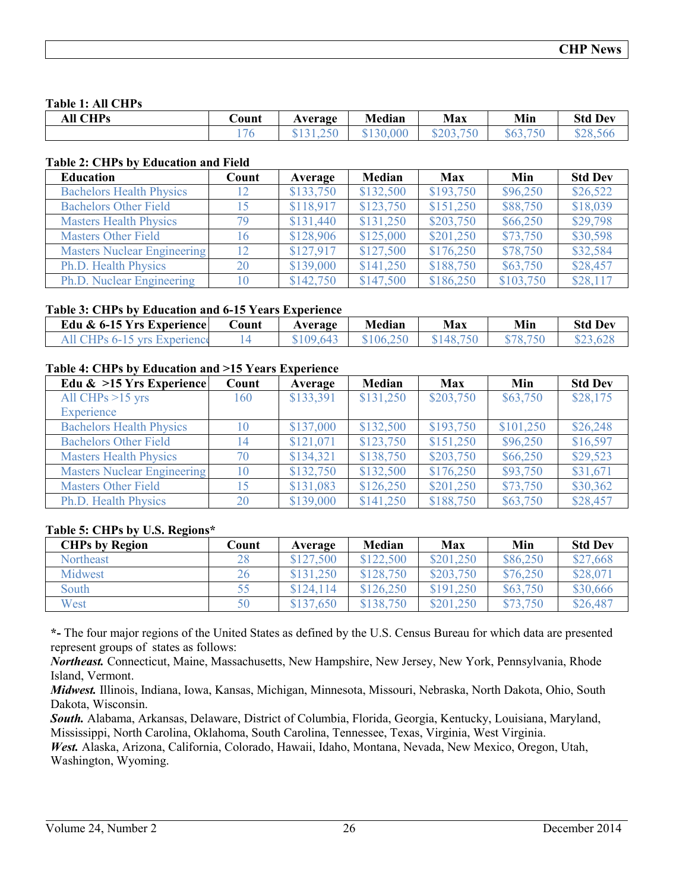**Table 1: All CHPs**

| All CHPs | Count | Average | Median | Max | Min | Std Dev |
|---|---|---|---|---|---|---|
| | 176 | $131,250 | $130,000 | $203,750 | $63,750 | $28,566 |

**Table 2: CHPs by Education and Field**

| Education | Count | Average | Median | Max | Min | Std Dev |
|---|---|---|---|---|---|---|
| Bachelors Health Physics | 12 | $133,750 | $132,500 | $193,750 | $96,250 | $26,522 |
| Bachelors Other Field | 15 | $118,917 | $123,750 | $151,250 | $88,750 | $18,039 |
| Masters Health Physics | 79 | $131,440 | $131,250 | $203,750 | $66,250 | $29,798 |
| Masters Other Field | 16 | $128,906 | $125,000 | $201,250 | $73,750 | $30,598 |
| Masters Nuclear Engineering | 12 | $127,917 | $127,500 | $176,250 | $78,750 | $32,584 |
| Ph.D. Health Physics | 20 | $139,000 | $141,250 | $188,750 | $63,750 | $28,457 |
| Ph.D. Nuclear Engineering | 10 | $142,750 | $147,500 | $186,250 | $103,750 | $28,117 |

**Table 3: CHPs by Education and 6-15 Years Experience**

| Edu & 6-15 Yrs Experience | Count | Average | Median | Max | Min | Std Dev |
|---|---|---|---|---|---|---|
| All CHPs 6-15 yrs Experience | 14 | $109,643 | $106,250 | $148,750 | $78,750 | $23,628 |

**Table 4: CHPs by Education and >15 Years Experience**

| Edu & >15 Yrs Experience | Count | Average | Median | Max | Min | Std Dev |
|---|---|---|---|---|---|---|
| All CHPs >15 yrs Experience | 160 | $133,391 | $131,250 | $203,750 | $63,750 | $28,175 |
| Bachelors Health Physics | 10 | $137,000 | $132,500 | $193,750 | $101,250 | $26,248 |
| Bachelors Other Field | 14 | $121,071 | $123,750 | $151,250 | $96,250 | $16,597 |
| Masters Health Physics | 70 | $134,321 | $138,750 | $203,750 | $66,250 | $29,523 |
| Masters Nuclear Engineering | 10 | $132,750 | $132,500 | $176,250 | $93,750 | $31,671 |
| Masters Other Field | 15 | $131,083 | $126,250 | $201,250 | $73,750 | $30,362 |
| Ph.D. Health Physics | 20 | $139,000 | $141,250 | $188,750 | $63,750 | $28,457 |

**Table 5: CHPs by U.S. Regions***

| CHPs by Region | Count | Average | Median | Max | Min | Std Dev |
|---|---|---|---|---|---|---|
| Northeast | 28 | $127,500 | $122,500 | $201,250 | $86,250 | $27,668 |
| Midwest | 26 | $131,250 | $128,750 | $203,750 | $76,250 | $28,071 |
| South | 55 | $124,114 | $126,250 | $191,250 | $63,750 | $30,666 |
| West | 50 | $137,650 | $138,750 | $201,250 | $73,750 | $26,487 |

**\*-** The four major regions of the United States as defined by the U.S. Census Bureau for which data are presented represent groups of states as follows:

***Northeast.*** Connecticut, Maine, Massachusetts, New Hampshire, New Jersey, New York, Pennsylvania, Rhode Island, Vermont.

***Midwest.*** Illinois, Indiana, Iowa, Kansas, Michigan, Minnesota, Missouri, Nebraska, North Dakota, Ohio, South Dakota, Wisconsin.

***South.*** Alabama, Arkansas, Delaware, District of Columbia, Florida, Georgia, Kentucky, Louisiana, Maryland, Mississippi, North Carolina, Oklahoma, South Carolina, Tennessee, Texas, Virginia, West Virginia.

***West.*** Alaska, Arizona, California, Colorado, Hawaii, Idaho, Montana, Nevada, New Mexico, Oregon, Utah, Washington, Wyoming.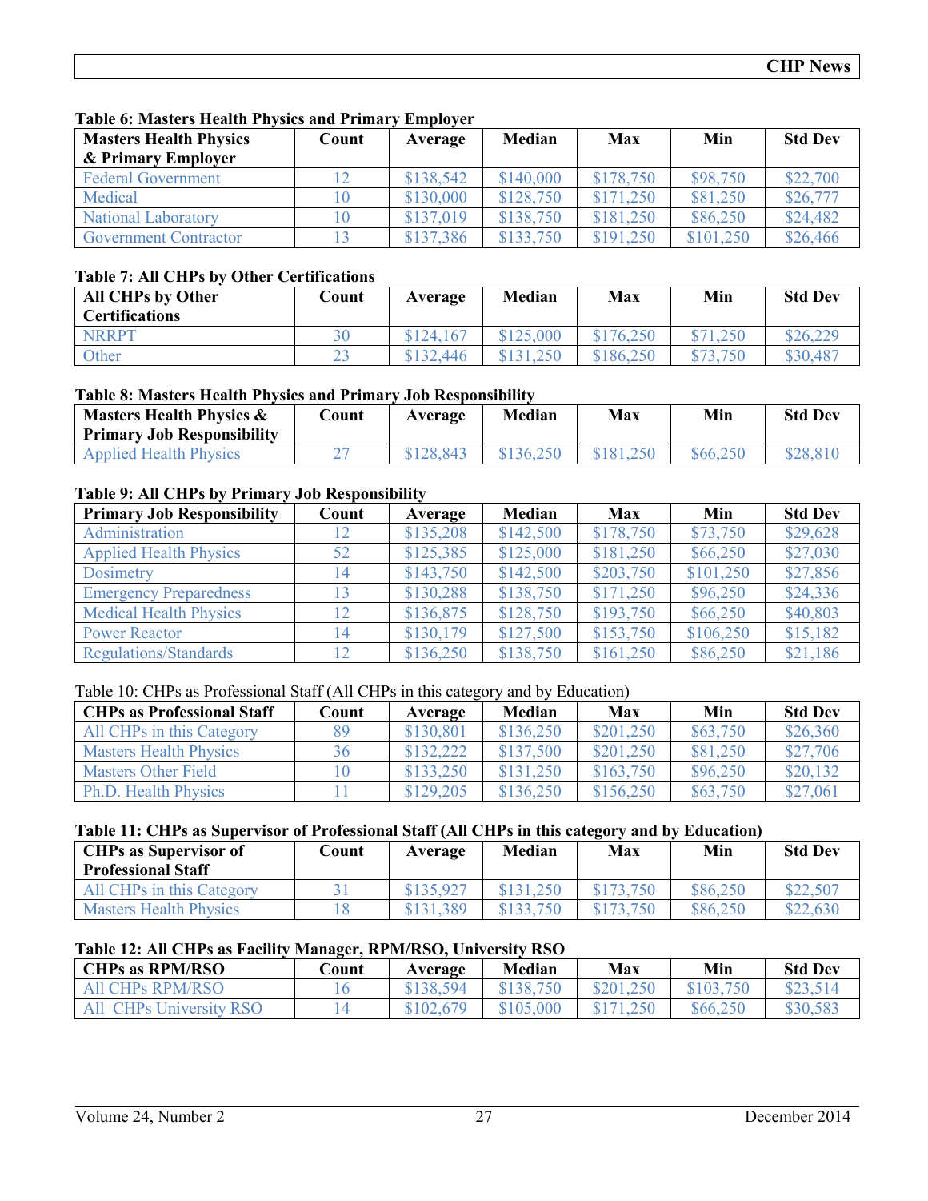**Table 6: Masters Health Physics and Primary Employer**

| Masters Health Physics & Primary Employer | Count | Average | Median | Max | Min | Std Dev |
|---|---|---|---|---|---|---|
| Federal Government | 12 | $138,542 | $140,000 | $178,750 | $98,750 | $22,700 |
| Medical | 10 | $130,000 | $128,750 | $171,250 | $81,250 | $26,777 |
| National Laboratory | 10 | $137,019 | $138,750 | $181,250 | $86,250 | $24,482 |
| Government Contractor | 13 | $137,386 | $133,750 | $191,250 | $101,250 | $26,466 |

**Table 7: All CHPs by Other Certifications**

| All CHPs by Other Certifications | Count | Average | Median | Max | Min | Std Dev |
|---|---|---|---|---|---|---|
| NRRPT | 30 | $124,167 | $125,000 | $176,250 | $71,250 | $26,229 |
| Other | 23 | $132,446 | $131,250 | $186,250 | $73,750 | $30,487 |

**Table 8: Masters Health Physics and Primary Job Responsibility**

| Masters Health Physics & Primary Job Responsibility | Count | Average | Median | Max | Min | Std Dev |
|---|---|---|---|---|---|---|
| Applied Health Physics | 27 | $128,843 | $136,250 | $181,250 | $66,250 | $28,810 |

**Table 9: All CHPs by Primary Job Responsibility**

| Primary Job Responsibility | Count | Average | Median | Max | Min | Std Dev |
|---|---|---|---|---|---|---|
| Administration | 12 | $135,208 | $142,500 | $178,750 | $73,750 | $29,628 |
| Applied Health Physics | 52 | $125,385 | $125,000 | $181,250 | $66,250 | $27,030 |
| Dosimetry | 14 | $143,750 | $142,500 | $203,750 | $101,250 | $27,856 |
| Emergency Preparedness | 13 | $130,288 | $138,750 | $171,250 | $96,250 | $24,336 |
| Medical Health Physics | 12 | $136,875 | $128,750 | $193,750 | $66,250 | $40,803 |
| Power Reactor | 14 | $130,179 | $127,500 | $153,750 | $106,250 | $15,182 |
| Regulations/Standards | 12 | $136,250 | $138,750 | $161,250 | $86,250 | $21,186 |

Table 10: CHPs as Professional Staff (All CHPs in this category and by Education)

| CHPs as Professional Staff | Count | Average | Median | Max | Min | Std Dev |
|---|---|---|---|---|---|---|
| All CHPs in this Category | 89 | $130,801 | $136,250 | $201,250 | $63,750 | $26,360 |
| Masters Health Physics | 36 | $132,222 | $137,500 | $201,250 | $81,250 | $27,706 |
| Masters Other Field | 10 | $133,250 | $131,250 | $163,750 | $96,250 | $20,132 |
| Ph.D. Health Physics | 11 | $129,205 | $136,250 | $156,250 | $63,750 | $27,061 |

**Table 11: CHPs as Supervisor of Professional Staff (All CHPs in this category and by Education)**

| CHPs as Supervisor of Professional Staff | Count | Average | Median | Max | Min | Std Dev |
|---|---|---|---|---|---|---|
| All CHPs in this Category | 31 | $135,927 | $131,250 | $173,750 | $86,250 | $22,507 |
| Masters Health Physics | 18 | $131,389 | $133,750 | $173,750 | $86,250 | $22,630 |

**Table 12: All CHPs as Facility Manager, RPM/RSO, University RSO**

| CHPs as RPM/RSO | Count | Average | Median | Max | Min | Std Dev |
|---|---|---|---|---|---|---|
| All CHPs RPM/RSO | 16 | $138,594 | $138,750 | $201,250 | $103,750 | $23,514 |
| All CHPs University RSO | 14 | $102,679 | $105,000 | $171,250 | $66,250 | $30,583 |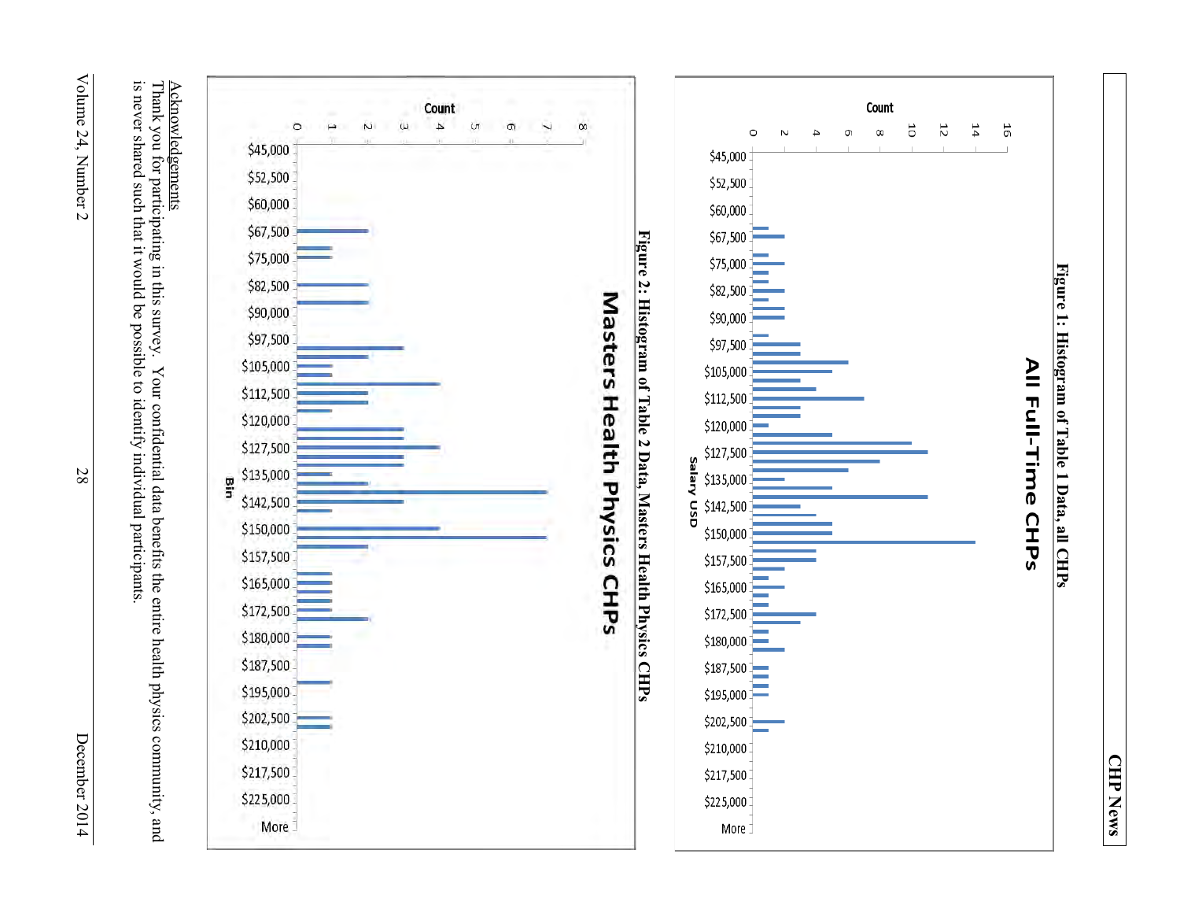**Figure 1: Histogram of Table 1 Data, all CHPs**

**Figure 2: Histogram of Table 2 Data, Masters Health Physics CHPs**

Acknowledgements

Thank you for participating in this survey. Your confidential data benefits the entire health physics community, and is never shared such that it would be possible to identify individual participants.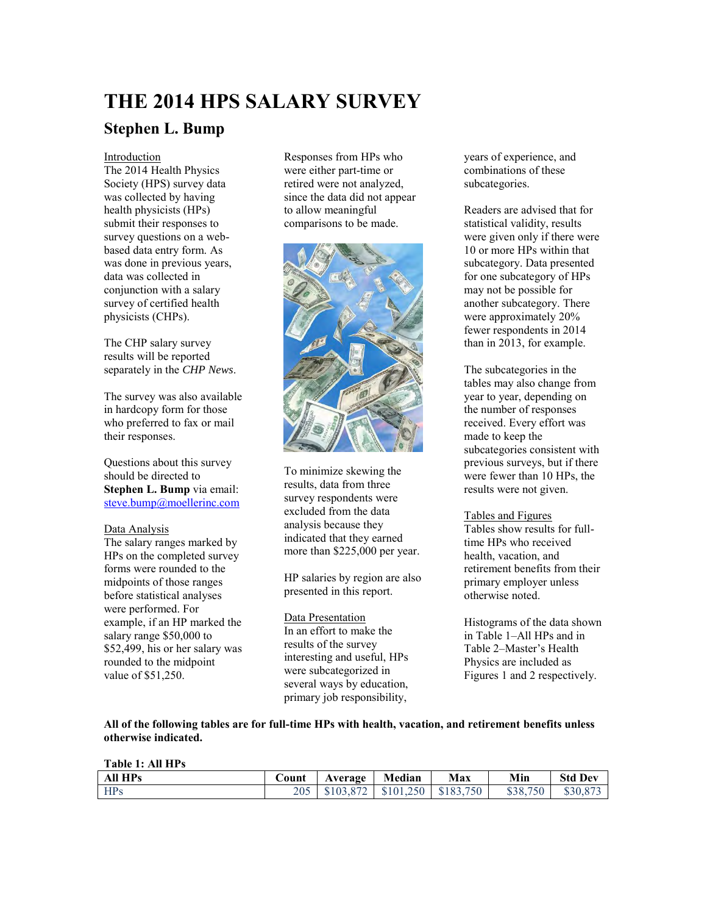# THE 2014 HPS SALARY SURVEY

## Stephen L. Bump

Introduction

The 2014 Health Physics Society (HPS) survey data was collected by having health physicists (HPs) submit their responses to survey questions on a web-based data entry form. As was done in previous years, data was collected in conjunction with a salary survey of certified health physicists (CHPs).

The CHP salary survey results will be reported separately in the *CHP News*.

The survey was also available in hardcopy form for those who preferred to fax or mail their responses.

Questions about this survey should be directed to **Stephen L. Bump** via email: steve.bump@moellerinc.com

Data Analysis

The salary ranges marked by HPs on the completed survey forms were rounded to the midpoints of those ranges before statistical analyses were performed. For example, if an HP marked the salary range $50,000 to $52,499, his or her salary was rounded to the midpoint value of $51,250.

Responses from HPs who were either part-time or retired were not analyzed, since the data did not appear to allow meaningful comparisons to be made.

To minimize skewing the results, data from three survey respondents were excluded from the data analysis because they indicated that they earned more than $225,000 per year.

HP salaries by region are also presented in this report.

Data Presentation

In an effort to make the results of the survey interesting and useful, HPs were subcategorized in several ways by education, primary job responsibility, years of experience, and combinations of these subcategories.

Readers are advised that for statistical validity, results were given only if there were 10 or more HPs within that subcategory. Data presented for one subcategory of HPs may not be possible for another subcategory. There were approximately 20% fewer respondents in 2014 than in 2013, for example.

The subcategories in the tables may also change from year to year, depending on the number of responses received. Every effort was made to keep the subcategories consistent with previous surveys, but if there were fewer than 10 HPs, the results were not given.

Tables and Figures

Tables show results for full-time HPs who received health, vacation, and retirement benefits from their primary employer unless otherwise noted.

Histograms of the data shown in Table 1–All HPs and in Table 2–Master's Health Physics are included as Figures 1 and 2 respectively.

**All of the following tables are for full-time HPs with health, vacation, and retirement benefits unless otherwise indicated.**

**Table 1: All HPs**

| All HPs | Count | Average | Median | Max | Min | Std Dev |
|---|---|---|---|---|---|---|
| HPs | 205 | $103,872 | $101,250 | $183,750 | $38,750 | $30,873 |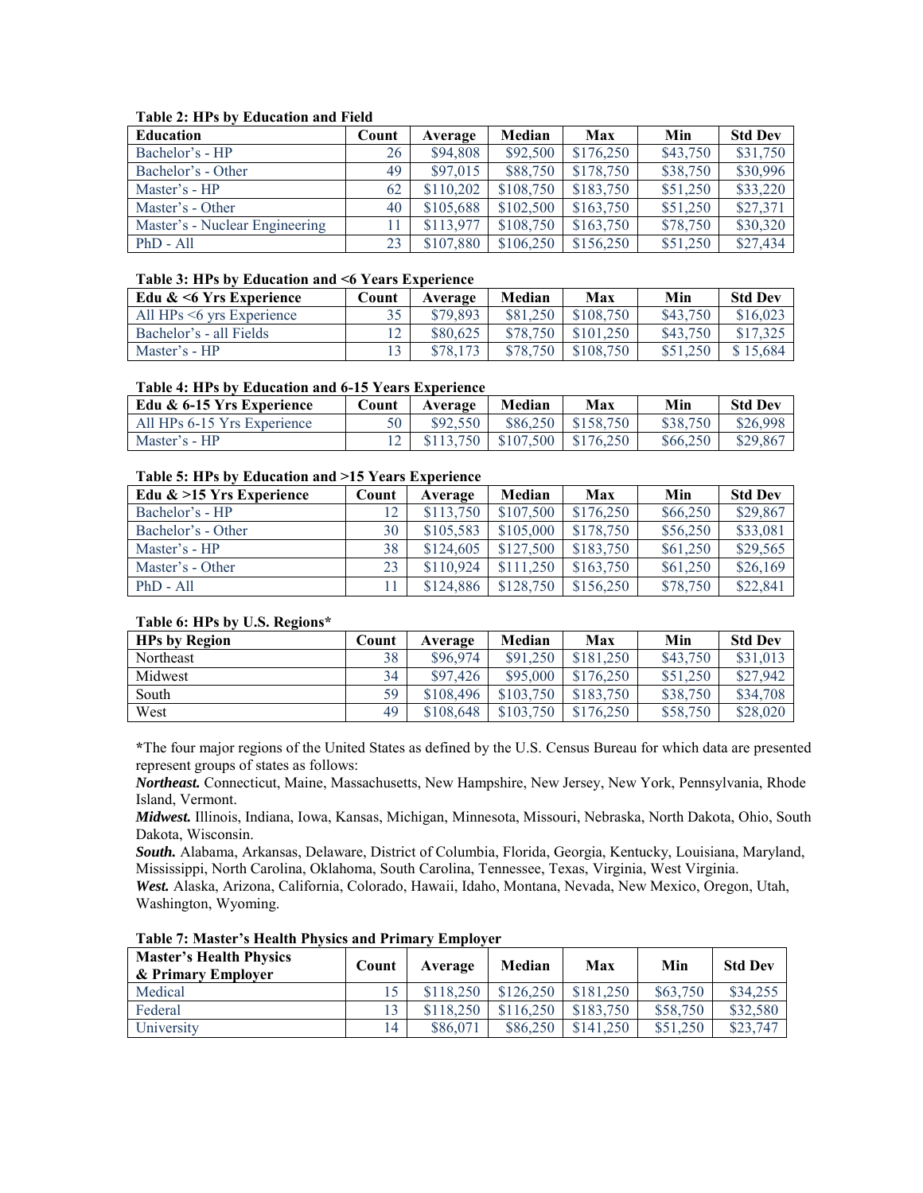**Table 2: HPs by Education and Field**

| Education | Count | Average | Median | Max | Min | Std Dev |
|---|---|---|---|---|---|---|
| Bachelor's - HP | 26 | $94,808 | $92,500 | $176,250 | $43,750 | $31,750 |
| Bachelor's - Other | 49 | $97,015 | $88,750 | $178,750 | $38,750 | $30,996 |
| Master's - HP | 62 | $110,202 | $108,750 | $183,750 | $51,250 | $33,220 |
| Master's - Other | 40 | $105,688 | $102,500 | $163,750 | $51,250 | $27,371 |
| Master's - Nuclear Engineering | 11 | $113,977 | $108,750 | $163,750 | $78,750 | $30,320 |
| PhD - All | 23 | $107,880 | $106,250 | $156,250 | $51,250 | $27,434 |

**Table 3: HPs by Education and <6 Years Experience**

| Edu & <6 Yrs Experience | Count | Average | Median | Max | Min | Std Dev |
|---|---|---|---|---|---|---|
| All HPs <6 yrs Experience | 35 | $79,893 | $81,250 | $108,750 | $43,750 | $16,023 |
| Bachelor's - all Fields | 12 | $80,625 | $78,750 | $101,250 | $43,750 | $17,325 |
| Master's - HP | 13 | $78,173 | $78,750 | $108,750 | $51,250 | $ 15,684 |

**Table 4: HPs by Education and 6-15 Years Experience**

| Edu & 6-15 Yrs Experience | Count | Average | Median | Max | Min | Std Dev |
|---|---|---|---|---|---|---|
| All HPs 6-15 Yrs Experience | 50 | $92,550 | $86,250 | $158,750 | $38,750 | $26,998 |
| Master's - HP | 12 | $113,750 | $107,500 | $176,250 | $66,250 | $29,867 |

**Table 5: HPs by Education and >15 Years Experience**

| Edu & >15 Yrs Experience | Count | Average | Median | Max | Min | Std Dev |
|---|---|---|---|---|---|---|
| Bachelor's - HP | 12 | $113,750 | $107,500 | $176,250 | $66,250 | $29,867 |
| Bachelor's - Other | 30 | $105,583 | $105,000 | $178,750 | $56,250 | $33,081 |
| Master's - HP | 38 | $124,605 | $127,500 | $183,750 | $61,250 | $29,565 |
| Master's - Other | 23 | $110,924 | $111,250 | $163,750 | $61,250 | $26,169 |
| PhD - All | 11 | $124,886 | $128,750 | $156,250 | $78,750 | $22,841 |

**Table 6: HPs by U.S. Regions***

| HPs by Region | Count | Average | Median | Max | Min | Std Dev |
|---|---|---|---|---|---|---|
| Northeast | 38 | $96,974 | $91,250 | $181,250 | $43,750 | $31,013 |
| Midwest | 34 | $97,426 | $95,000 | $176,250 | $51,250 | $27,942 |
| South | 59 | $108,496 | $103,750 | $183,750 | $38,750 | $34,708 |
| West | 49 | $108,648 | $103,750 | $176,250 | $58,750 | $28,020 |

***The four major regions of the United States as defined by the U.S. Census Bureau for which data are presented represent groups of states as follows:

***Northeast.*** Connecticut, Maine, Massachusetts, New Hampshire, New Jersey, New York, Pennsylvania, Rhode Island, Vermont.

***Midwest.*** Illinois, Indiana, Iowa, Kansas, Michigan, Minnesota, Missouri, Nebraska, North Dakota, Ohio, South Dakota, Wisconsin.

***South.*** Alabama, Arkansas, Delaware, District of Columbia, Florida, Georgia, Kentucky, Louisiana, Maryland, Mississippi, North Carolina, Oklahoma, South Carolina, Tennessee, Texas, Virginia, West Virginia.

***West.*** Alaska, Arizona, California, Colorado, Hawaii, Idaho, Montana, Nevada, New Mexico, Oregon, Utah, Washington, Wyoming.

**Table 7: Master's Health Physics and Primary Employer**

| Master's Health Physics & Primary Employer | Count | Average | Median | Max | Min | Std Dev |
|---|---|---|---|---|---|---|
| Medical | 15 | $118,250 | $126,250 | $181,250 | $63,750 | $34,255 |
| Federal | 13 | $118,250 | $116,250 | $183,750 | $58,750 | $32,580 |
| University | 14 | $86,071 | $86,250 | $141,250 | $51,250 | $23,747 |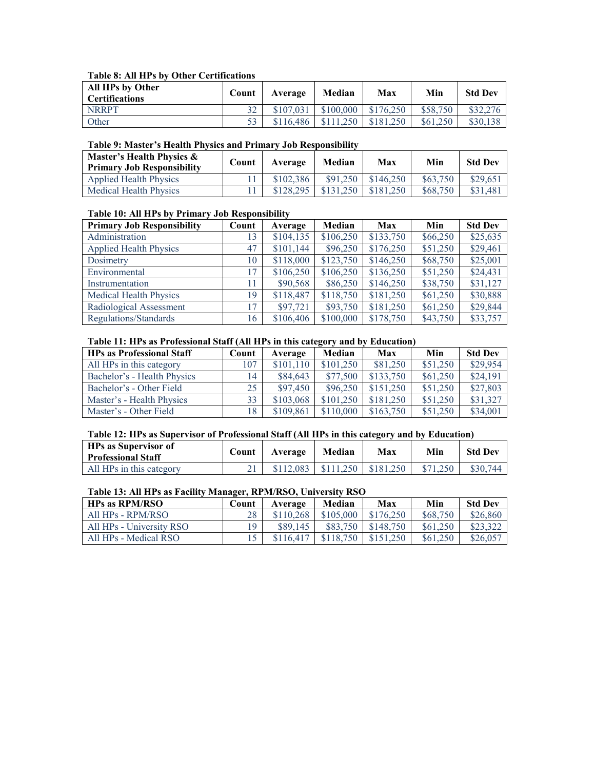**Table 8: All HPs by Other Certifications**

| All HPs by Other Certifications | Count | Average | Median | Max | Min | Std Dev |
|---|---|---|---|---|---|---|
| NRRPT | 32 | $107,031 | $100,000 | $176,250 | $58,750 | $32,276 |
| Other | 53 | $116,486 | $111,250 | $181,250 | $61,250 | $30,138 |

**Table 9: Master's Health Physics and Primary Job Responsibility**

| Master's Health Physics & Primary Job Responsibility | Count | Average | Median | Max | Min | Std Dev |
|---|---|---|---|---|---|---|
| Applied Health Physics | 11 | $102,386 | $91,250 | $146,250 | $63,750 | $29,651 |
| Medical Health Physics | 11 | $128,295 | $131,250 | $181,250 | $68,750 | $31,481 |

**Table 10: All HPs by Primary Job Responsibility**

| Primary Job Responsibility | Count | Average | Median | Max | Min | Std Dev |
|---|---|---|---|---|---|---|
| Administration | 13 | $104,135 | $106,250 | $133,750 | $66,250 | $25,635 |
| Applied Health Physics | 47 | $101,144 | $96,250 | $176,250 | $51,250 | $29,461 |
| Dosimetry | 10 | $118,000 | $123,750 | $146,250 | $68,750 | $25,001 |
| Environmental | 17 | $106,250 | $106,250 | $136,250 | $51,250 | $24,431 |
| Instrumentation | 11 | $90,568 | $86,250 | $146,250 | $38,750 | $31,127 |
| Medical Health Physics | 19 | $118,487 | $118,750 | $181,250 | $61,250 | $30,888 |
| Radiological Assessment | 17 | $97,721 | $93,750 | $181,250 | $61,250 | $29,844 |
| Regulations/Standards | 16 | $106,406 | $100,000 | $178,750 | $43,750 | $33,757 |

**Table 11: HPs as Professional Staff (All HPs in this category and by Education)**

| HPs as Professional Staff | Count | Average | Median | Max | Min | Std Dev |
|---|---|---|---|---|---|---|
| All HPs in this category | 107 | $101,110 | $101,250 | $81,250 | $51,250 | $29,954 |
| Bachelor's - Health Physics | 14 | $84,643 | $77,500 | $133,750 | $61,250 | $24,191 |
| Bachelor's - Other Field | 25 | $97,450 | $96,250 | $151,250 | $51,250 | $27,803 |
| Master's - Health Physics | 33 | $103,068 | $101,250 | $181,250 | $51,250 | $31,327 |
| Master's - Other Field | 18 | $109,861 | $110,000 | $163,750 | $51,250 | $34,001 |

**Table 12: HPs as Supervisor of Professional Staff (All HPs in this category and by Education)**

| HPs as Supervisor of Professional Staff | Count | Average | Median | Max | Min | Std Dev |
|---|---|---|---|---|---|---|
| All HPs in this category | 21 | $112,083 | $111,250 | $181,250 | $71,250 | $30,744 |

**Table 13: All HPs as Facility Manager, RPM/RSO, University RSO**

| HPs as RPM/RSO | Count | Average | Median | Max | Min | Std Dev |
|---|---|---|---|---|---|---|
| All HPs - RPM/RSO | 28 | $110,268 | $105,000 | $176,250 | $68,750 | $26,860 |
| All HPs - University RSO | 19 | $89,145 | $83,750 | $148,750 | $61,250 | $23,322 |
| All HPs - Medical RSO | 15 | $116,417 | $118,750 | $151,250 | $61,250 | $26,057 |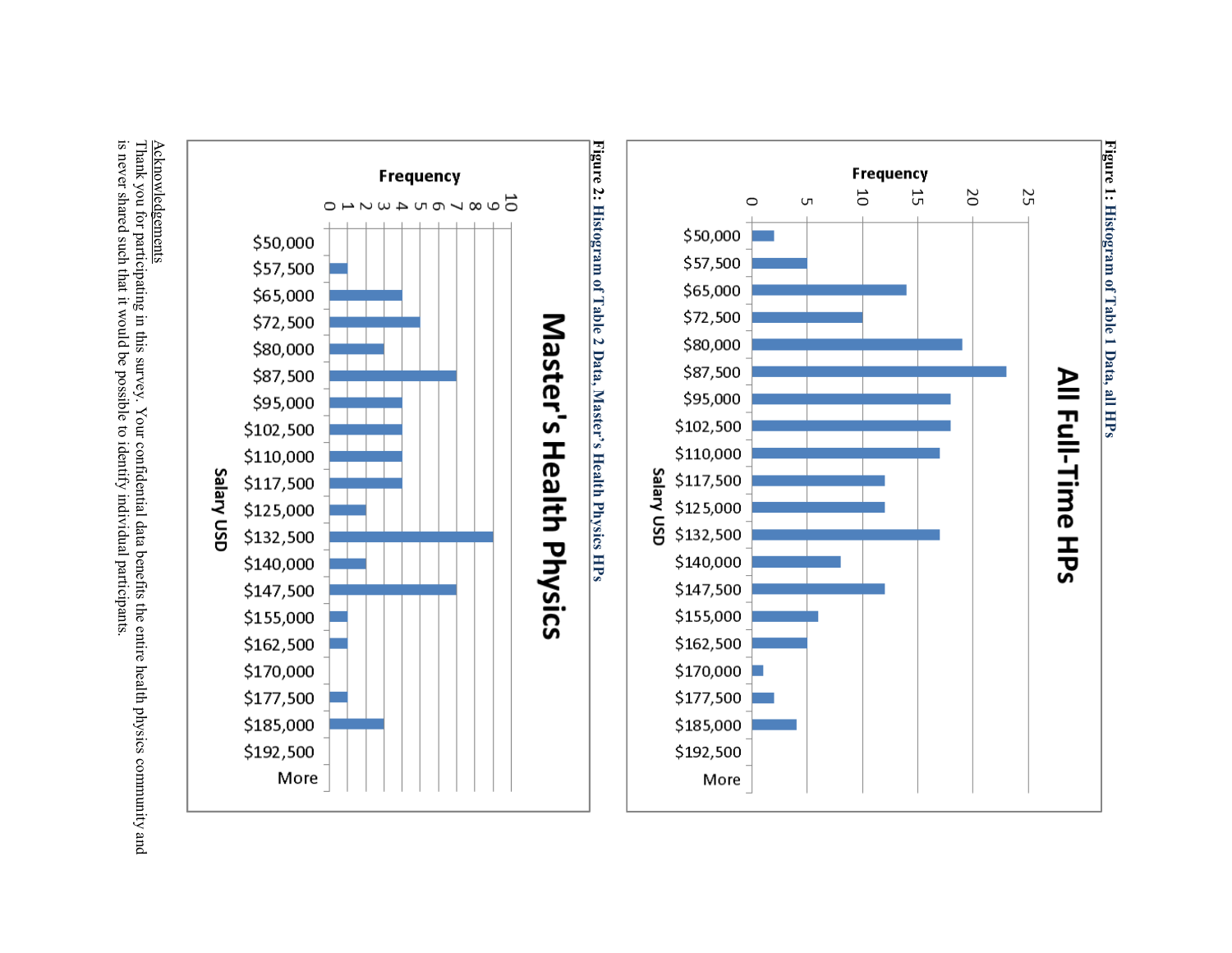**Figure 1: Histogram of Table 1 Data, all HPs**

All Full-Time HPs

Frequency

0
5
10
15
20
25

Salary USD

$50,000
$57,500
$65,000
$72,500
$80,000
$87,500
$95,000
$102,500
$110,000
$117,500
$125,000
$132,500
$140,000
$147,500
$155,000
$162,500
$170,000
$177,500
$185,000
$192,500
More

**Figure 2: Histogram of Table 2 Data, Master's Health Physics HPs**

Master's Health Physics

Frequency

0
1
2
3
4
5
6
7
8
9
10

Salary USD

$50,000
$57,500
$65,000
$72,500
$80,000
$87,500
$95,000
$102,500
$110,000
$117,500
$125,000
$132,500
$140,000
$147,500
$155,000
$162,500
$170,000
$177,500
$185,000
$192,500
More

Acknowledgements

Thank you for participating in this survey. Your confidential data benefits the entire health physics community and is never shared such that it would be possible to identify individual participants.